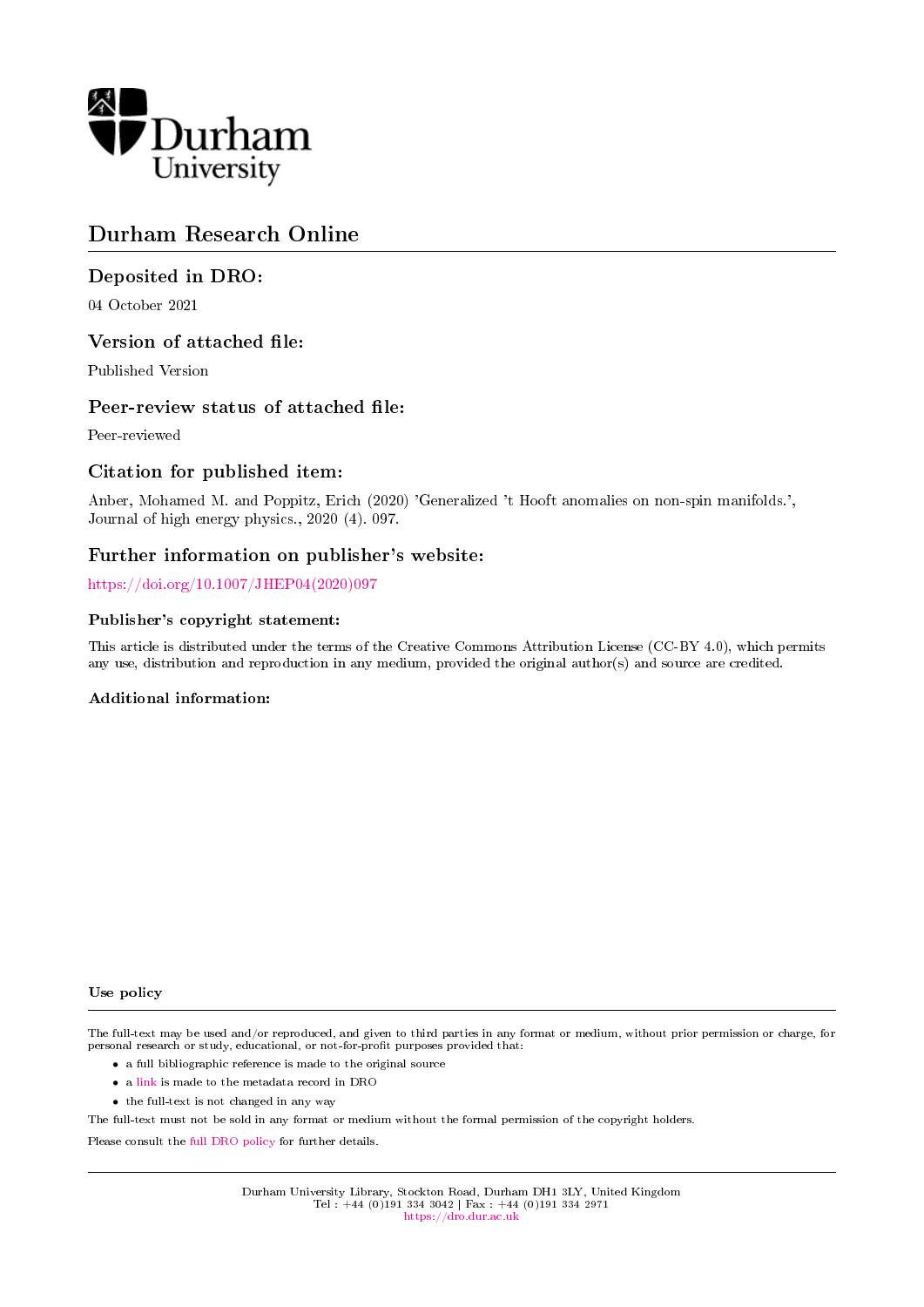Durham University

# Durham Research Online

## Deposited in DRO:

04 October 2021

## Version of attached file:

Published Version

## Peer-review status of attached file:

Peer-reviewed

## Citation for published item:

Anber, Mohamed M. and Poppitz, Erich (2020) 'Generalized 't Hooft anomalies on non-spin manifolds.', Journal of high energy physics., 2020 (4). 097.

## Further information on publisher's website:

https://doi.org/10.1007/JHEP04(2020)097

### Publisher's copyright statement:

This article is distributed under the terms of the Creative Commons Attribution License (CC-BY 4.0), which permits any use, distribution and reproduction in any medium, provided the original author(s) and source are credited.

### Additional information:

#### Use policy

The full-text may be used and/or reproduced, and given to third parties in any format or medium, without prior permission or charge, for personal research or study, educational, or not-for-profit purposes provided that:

- a full bibliographic reference is made to the original source
- a link is made to the metadata record in DRO
- the full-text is not changed in any way

The full-text must not be sold in any format or medium without the formal permission of the copyright holders.

Please consult the full DRO policy for further details.

Durham University Library, Stockton Road, Durham DH1 3LY, United Kingdom
Tel : +44 (0)191 334 3042 | Fax : +44 (0)191 334 2971
https://dro.dur.ac.uk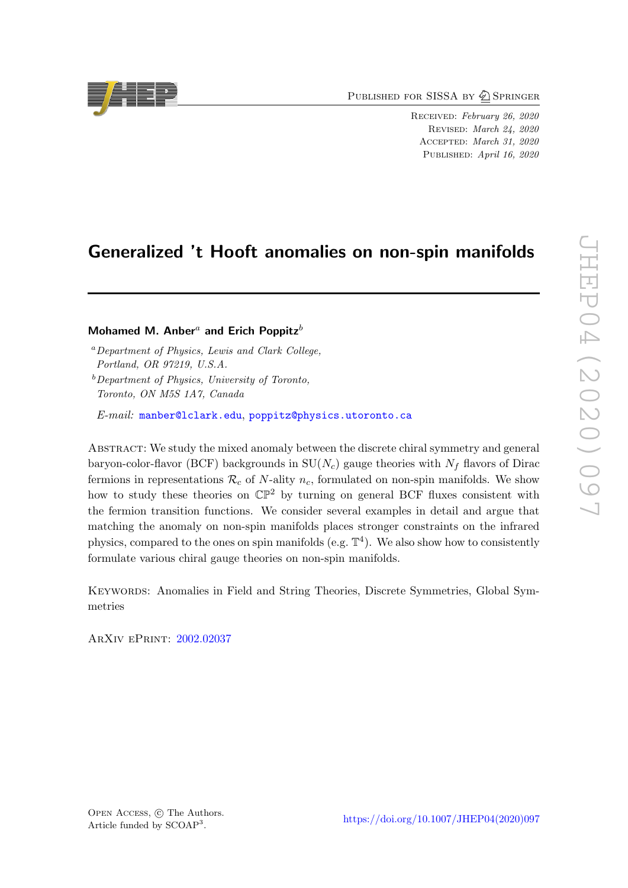# Generalized 't Hooft anomalies on non-spin manifolds

**Mohamed M. Anber**[a] **and Erich Poppitz**[b]

[a] *Department of Physics, Lewis and Clark College, Portland, OR 97219, U.S.A.*

[b] *Department of Physics, University of Toronto, Toronto, ON M5S 1A7, Canada*

*E-mail:* manber@lclark.edu, poppitz@physics.utoronto.ca

Abstract: We study the mixed anomaly between the discrete chiral symmetry and general baryon-color-flavor (BCF) backgrounds in SU($N_c$) gauge theories with $N_f$ flavors of Dirac fermions in representations $\mathcal{R}_c$ of $N$-ality $n_c$, formulated on non-spin manifolds. We show how to study these theories on $\mathbb{CP}^2$ by turning on general BCF fluxes consistent with the fermion transition functions. We consider several examples in detail and argue that matching the anomaly on non-spin manifolds places stronger constraints on the infrared physics, compared to the ones on spin manifolds (e.g. $\mathbb{T}^4$). We also show how to consistently formulate various chiral gauge theories on non-spin manifolds.

Keywords: Anomalies in Field and String Theories, Discrete Symmetries, Global Symmetries

ArXiv ePrint: 2002.02037

Open Access, © The Authors.
Article funded by SCOAP[3].

https://doi.org/10.1007/JHEP04(2020)097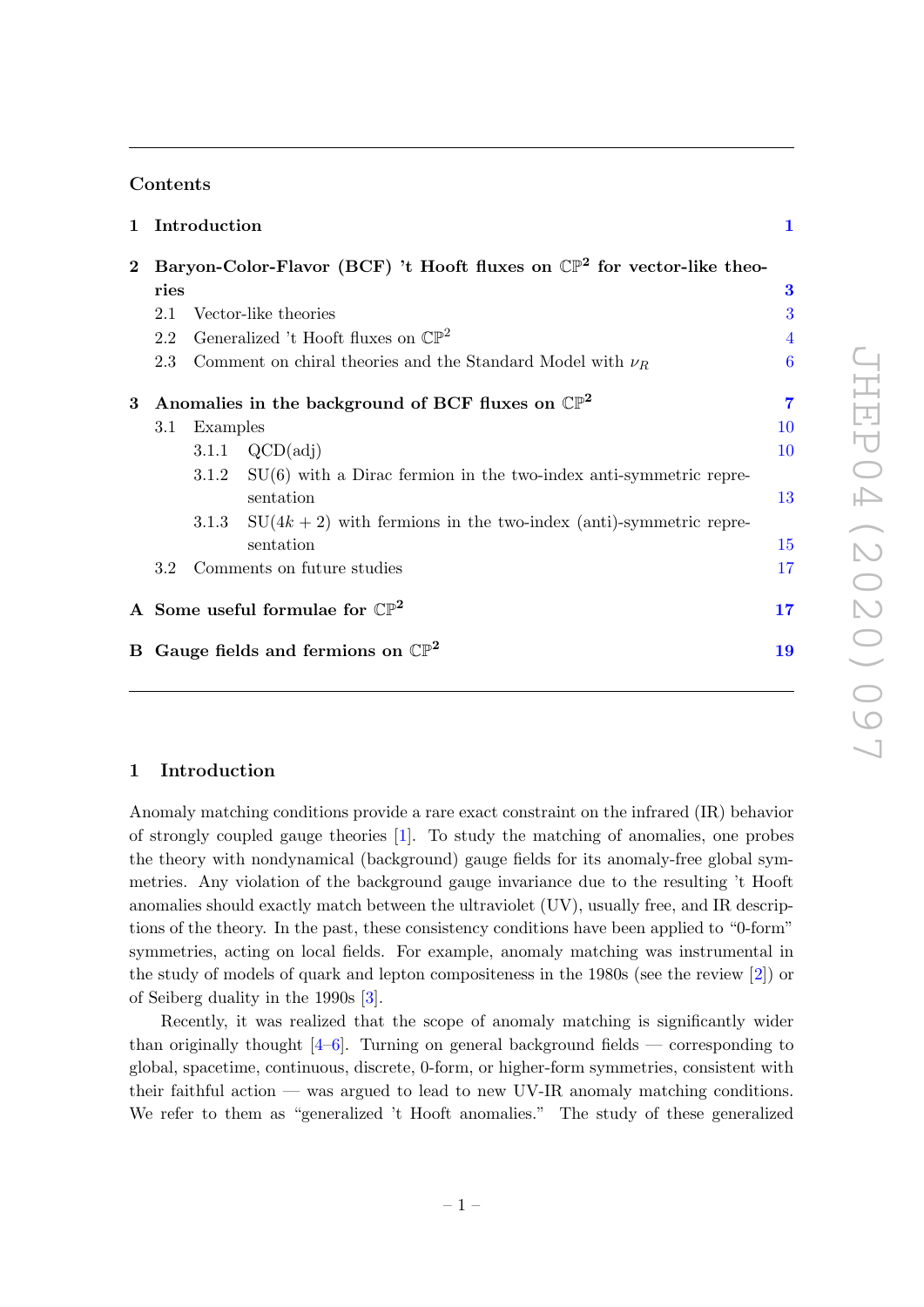## Contents

| | | |
|---|---|---|
| **1** | **Introduction** | **1** |
| **2** | **Baryon-Color-Flavor (BCF) 't Hooft fluxes on $\mathbb{CP}^2$ for vector-like theories** | **3** |
| | 2.1 Vector-like theories | 3 |
| | 2.2 Generalized 't Hooft fluxes on $\mathbb{CP}^2$ | 4 |
| | 2.3 Comment on chiral theories and the Standard Model with $\nu_R$ | 6 |
| **3** | **Anomalies in the background of BCF fluxes on $\mathbb{CP}^2$** | **7** |
| | 3.1 Examples | 10 |
| | 3.1.1 QCD(adj) | 10 |
| | 3.1.2 SU(6) with a Dirac fermion in the two-index anti-symmetric representation | 13 |
| | 3.1.3 SU($4k+2$) with fermions in the two-index (anti-)symmetric representation | 15 |
| | 3.2 Comments on future studies | 17 |
| **A** | **Some useful formulae for $\mathbb{CP}^2$** | **17** |
| **B** | **Gauge fields and fermions on $\mathbb{CP}^2$** | **19** |

## 1 Introduction

Anomaly matching conditions provide a rare exact constraint on the infrared (IR) behavior of strongly coupled gauge theories [1]. To study the matching of anomalies, one probes the theory with nondynamical (background) gauge fields for its anomaly-free global symmetries. Any violation of the background gauge invariance due to the resulting 't Hooft anomalies should exactly match between the ultraviolet (UV), usually free, and IR descriptions of the theory. In the past, these consistency conditions have been applied to "0-form" symmetries, acting on local fields. For example, anomaly matching was instrumental in the study of models of quark and lepton compositeness in the 1980s (see the review [2]) or of Seiberg duality in the 1990s [3].

Recently, it was realized that the scope of anomaly matching is significantly wider than originally thought [4–6]. Turning on general background fields — corresponding to global, spacetime, continuous, discrete, 0-form, or higher-form symmetries, consistent with their faithful action — was argued to lead to new UV-IR anomaly matching conditions. We refer to them as "generalized 't Hooft anomalies." The study of these generalized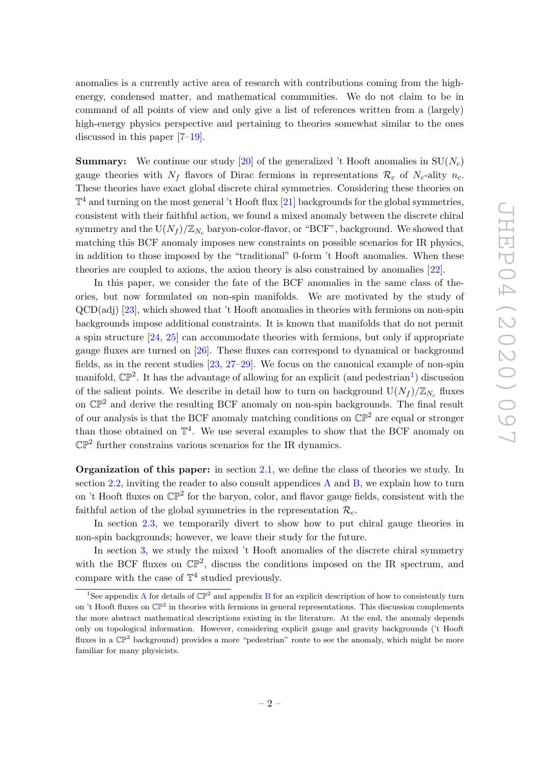anomalies is a currently active area of research with contributions coming from the high-energy, condensed matter, and mathematical communities. We do not claim to be in command of all points of view and only give a list of references written from a (largely) high-energy physics perspective and pertaining to theories somewhat similar to the ones discussed in this paper [7–19].

**Summary:** We continue our study [20] of the generalized 't Hooft anomalies in $\mathrm{SU}(N_c)$ gauge theories with $N_f$ flavors of Dirac fermions in representations $\mathcal{R}_c$ of $N_c$-ality $n_c$. These theories have exact global discrete chiral symmetries. Considering these theories on $\mathbb{T}^4$ and turning on the most general 't Hooft flux [21] backgrounds for the global symmetries, consistent with their faithful action, we found a mixed anomaly between the discrete chiral symmetry and the $\mathrm{U}(N_f)/\mathbb{Z}_{N_c}$ baryon-color-flavor, or "BCF", background. We showed that matching this BCF anomaly imposes new constraints on possible scenarios for IR physics, in addition to those imposed by the "traditional" 0-form 't Hooft anomalies. When these theories are coupled to axions, the axion theory is also constrained by anomalies [22].

In this paper, we consider the fate of the BCF anomalies in the same class of theories, but now formulated on non-spin manifolds. We are motivated by the study of QCD(adj) [23], which showed that 't Hooft anomalies in theories with fermions on non-spin backgrounds impose additional constraints. It is known that manifolds that do not permit a spin structure [24, 25] can accommodate theories with fermions, but only if appropriate gauge fluxes are turned on [26]. These fluxes can correspond to dynamical or background fields, as in the recent studies [23, 27–29]. We focus on the canonical example of non-spin manifold, $\mathbb{CP}^2$. It has the advantage of allowing for an explicit (and pedestrian[1]) discussion of the salient points. We describe in detail how to turn on background $\mathrm{U}(N_f)/\mathbb{Z}_{N_c}$ fluxes on $\mathbb{CP}^2$ and derive the resulting BCF anomaly on non-spin backgrounds. The final result of our analysis is that the BCF anomaly matching conditions on $\mathbb{CP}^2$ are equal or stronger than those obtained on $\mathbb{T}^4$. We use several examples to show that the BCF anomaly on $\mathbb{CP}^2$ further constrains various scenarios for the IR dynamics.

**Organization of this paper:** in section 2.1, we define the class of theories we study. In section 2.2, inviting the reader to also consult appendices A and B, we explain how to turn on 't Hooft fluxes on $\mathbb{CP}^2$ for the baryon, color, and flavor gauge fields, consistent with the faithful action of the global symmetries in the representation $\mathcal{R}_c$.

In section 2.3, we temporarily divert to show how to put chiral gauge theories in non-spin backgrounds; however, we leave their study for the future.

In section 3, we study the mixed 't Hooft anomalies of the discrete chiral symmetry with the BCF fluxes on $\mathbb{CP}^2$, discuss the conditions imposed on the IR spectrum, and compare with the case of $\mathbb{T}^4$ studied previously.

[1] See appendix A for details of $\mathbb{CP}^2$ and appendix B for an explicit description of how to consistently turn on 't Hooft fluxes on $\mathbb{CP}^2$ in theories with fermions in general representations. This discussion complements the more abstract mathematical descriptions existing in the literature. At the end, the anomaly depends only on topological information. However, considering explicit gauge and gravity backgrounds ('t Hooft fluxes in a $\mathbb{CP}^2$ background) provides a more "pedestrian" route to see the anomaly, which might be more familiar for many physicists.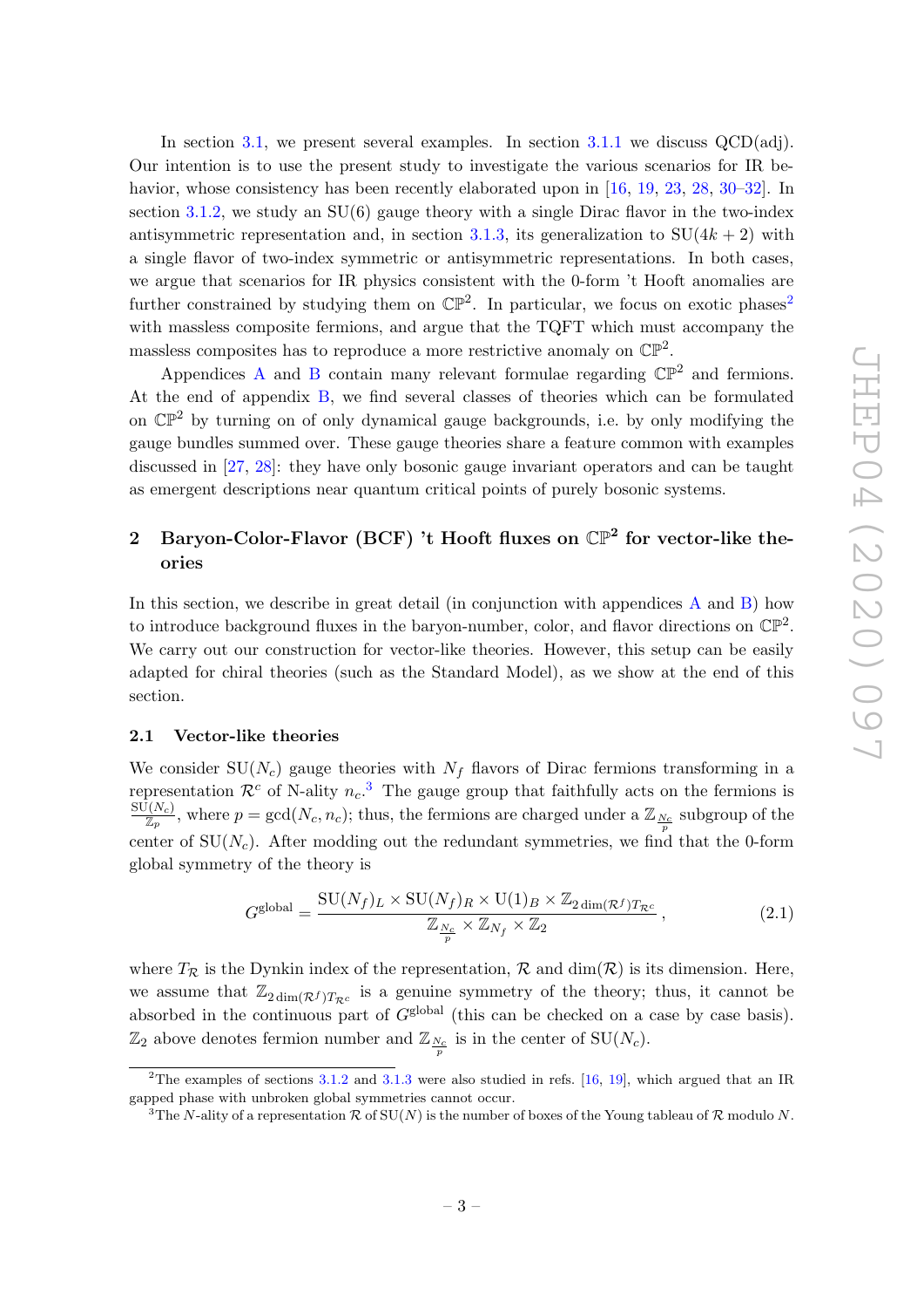In section 3.1, we present several examples. In section 3.1.1 we discuss QCD(adj). Our intention is to use the present study to investigate the various scenarios for IR behavior, whose consistency has been recently elaborated upon in [16, 19, 23, 28, 30–32]. In section 3.1.2, we study an SU(6) gauge theory with a single Dirac flavor in the two-index antisymmetric representation and, in section 3.1.3, its generalization to SU$(4k+2)$ with a single flavor of two-index symmetric or antisymmetric representations. In both cases, we argue that scenarios for IR physics consistent with the 0-form 't Hooft anomalies are further constrained by studying them on $\mathbb{CP}^2$. In particular, we focus on exotic phases[2] with massless composite fermions, and argue that the TQFT which must accompany the massless composites has to reproduce a more restrictive anomaly on $\mathbb{CP}^2$.

Appendices A and B contain many relevant formulae regarding $\mathbb{CP}^2$ and fermions. At the end of appendix B, we find several classes of theories which can be formulated on $\mathbb{CP}^2$ by turning on of only dynamical gauge backgrounds, i.e. by only modifying the gauge bundles summed over. These gauge theories share a feature common with examples discussed in [27, 28]: they have only bosonic gauge invariant operators and can be taught as emergent descriptions near quantum critical points of purely bosonic systems.

## 2 Baryon-Color-Flavor (BCF) 't Hooft fluxes on $\mathbb{CP}^2$ for vector-like theories

In this section, we describe in great detail (in conjunction with appendices A and B) how to introduce background fluxes in the baryon-number, color, and flavor directions on $\mathbb{CP}^2$. We carry out our construction for vector-like theories. However, this setup can be easily adapted for chiral theories (such as the Standard Model), as we show at the end of this section.

### 2.1 Vector-like theories

We consider SU$(N_c)$ gauge theories with $N_f$ flavors of Dirac fermions transforming in a representation $\mathcal{R}^c$ of N-ality $n_c$.[3] The gauge group that faithfully acts on the fermions is $\frac{\text{SU}(N_c)}{\mathbb{Z}_p}$, where $p = \gcd(N_c, n_c)$; thus, the fermions are charged under a $\mathbb{Z}_{\frac{N_c}{p}}$ subgroup of the center of SU$(N_c)$. After modding out the redundant symmetries, we find that the 0-form global symmetry of the theory is

$$G^{\text{global}} = \frac{\text{SU}(N_f)_L \times \text{SU}(N_f)_R \times \text{U}(1)_B \times \mathbb{Z}_{2\dim(\mathcal{R}^f)T_{\mathcal{R}^c}}}{\mathbb{Z}_{\frac{N_c}{p}} \times \mathbb{Z}_{N_f} \times \mathbb{Z}_2}\,, \tag{2.1}$$

where $T_{\mathcal{R}}$ is the Dynkin index of the representation, $\mathcal{R}$ and $\dim(\mathcal{R})$ is its dimension. Here, we assume that $\mathbb{Z}_{2\dim(\mathcal{R}^f)T_{\mathcal{R}^c}}$ is a genuine symmetry of the theory; thus, it cannot be absorbed in the continuous part of $G^{\text{global}}$ (this can be checked on a case by case basis). $\mathbb{Z}_2$ above denotes fermion number and $\mathbb{Z}_{\frac{N_c}{p}}$ is in the center of SU$(N_c)$.

---

[2] The examples of sections 3.1.2 and 3.1.3 were also studied in refs. [16, 19], which argued that an IR gapped phase with unbroken global symmetries cannot occur.

[3] The $N$-ality of a representation $\mathcal{R}$ of SU$(N)$ is the number of boxes of the Young tableau of $\mathcal{R}$ modulo $N$.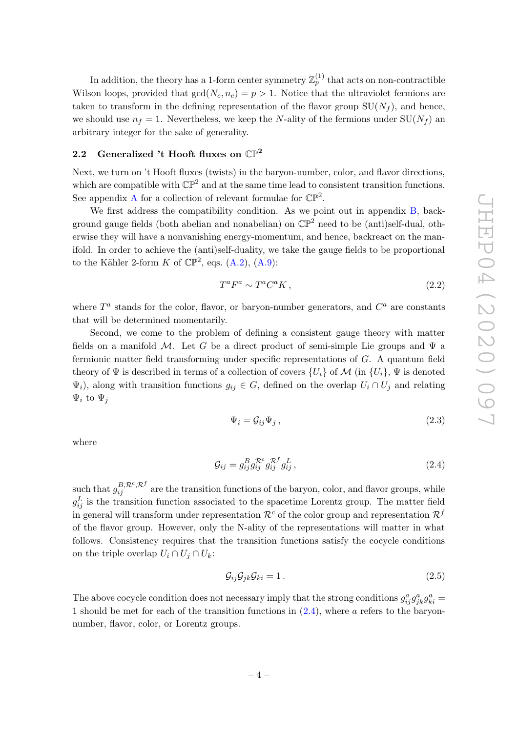In addition, the theory has a 1-form center symmetry $\mathbb{Z}_p^{(1)}$ that acts on non-contractible Wilson loops, provided that $\gcd(N_c, n_c) = p > 1$. Notice that the ultraviolet fermions are taken to transform in the defining representation of the flavor group $\mathrm{SU}(N_f)$, and hence, we should use $n_f = 1$. Nevertheless, we keep the $N$-ality of the fermions under $\mathrm{SU}(N_f)$ an arbitrary integer for the sake of generality.

### 2.2 Generalized 't Hooft fluxes on $\mathbb{CP}^2$

Next, we turn on 't Hooft fluxes (twists) in the baryon-number, color, and flavor directions, which are compatible with $\mathbb{CP}^2$ and at the same time lead to consistent transition functions. See appendix A for a collection of relevant formulae for $\mathbb{CP}^2$.

We first address the compatibility condition. As we point out in appendix B, background gauge fields (both abelian and nonabelian) on $\mathbb{CP}^2$ need to be (anti)self-dual, otherwise they will have a nonvanishing energy-momentum, and hence, backreact on the manifold. In order to achieve the (anti)self-duality, we take the gauge fields to be proportional to the Kähler 2-form $K$ of $\mathbb{CP}^2$, eqs. (A.2), (A.9):

$$T^a F^a \sim T^a C^a K\,, \tag{2.2}$$

where $T^a$ stands for the color, flavor, or baryon-number generators, and $C^a$ are constants that will be determined momentarily.

Second, we come to the problem of defining a consistent gauge theory with matter fields on a manifold $\mathcal{M}$. Let $G$ be a direct product of semi-simple Lie groups and $\Psi$ a fermionic matter field transforming under specific representations of $G$. A quantum field theory of $\Psi$ is described in terms of a collection of covers $\{U_i\}$ of $\mathcal{M}$ (in $\{U_i\}$, $\Psi$ is denoted $\Psi_i$), along with transition functions $g_{ij} \in G$, defined on the overlap $U_i \cap U_j$ and relating $\Psi_i$ to $\Psi_j$

$$\Psi_i = \mathcal{G}_{ij} \Psi_j\,, \tag{2.3}$$

where

$$\mathcal{G}_{ij} = g_{ij}^B g_{ij}^{\mathcal{R}^c} g_{ij}^{\mathcal{R}^f} g_{ij}^L\,, \tag{2.4}$$

such that $g_{ij}^{B,\mathcal{R}^c,\mathcal{R}^f}$ are the transition functions of the baryon, color, and flavor groups, while $g_{ij}^L$ is the transition function associated to the spacetime Lorentz group. The matter field in general will transform under representation $\mathcal{R}^c$ of the color group and representation $\mathcal{R}^f$ of the flavor group. However, only the N-ality of the representations will matter in what follows. Consistency requires that the transition functions satisfy the cocycle conditions on the triple overlap $U_i \cap U_j \cap U_k$:

$$\mathcal{G}_{ij}\mathcal{G}_{jk}\mathcal{G}_{ki} = 1\,. \tag{2.5}$$

The above cocycle condition does not necessary imply that the strong conditions $g_{ij}^a g_{jk}^a g_{ki}^a = 1$ should be met for each of the transition functions in (2.4), where $a$ refers to the baryon-number, flavor, color, or Lorentz groups.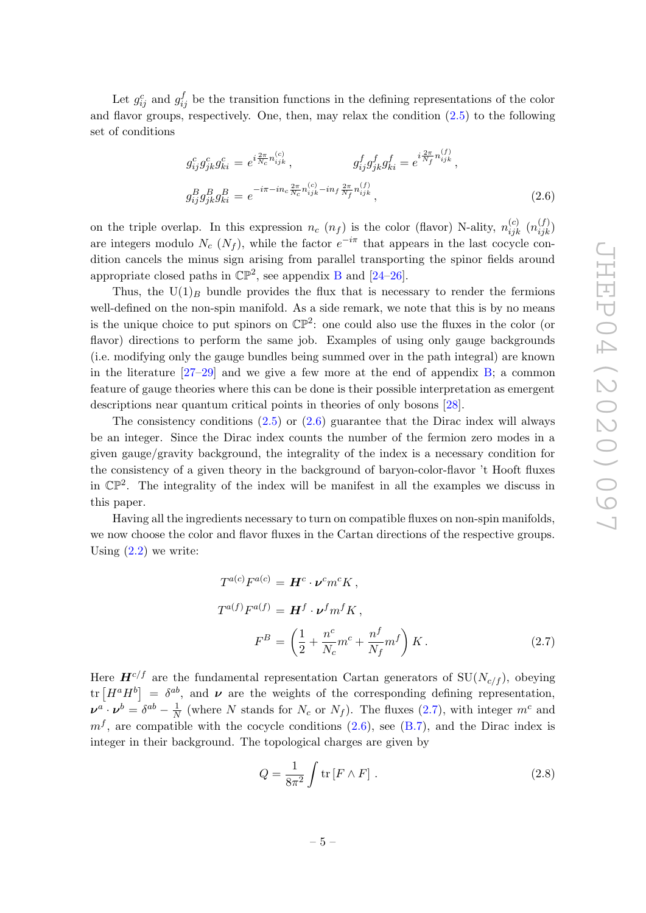Let $g^c_{ij}$ and $g^f_{ij}$ be the transition functions in the defining representations of the color and flavor groups, respectively. One, then, may relax the condition (2.5) to the following set of conditions

$$
\begin{aligned}
g^c_{ij} g^c_{jk} g^c_{ki} &= e^{i \frac{2\pi}{N_c} n^{(c)}_{ijk}} \,, \qquad\qquad g^f_{ij} g^f_{jk} g^f_{ki} = e^{i \frac{2\pi}{N_f} n^{(f)}_{ijk}} \,, \\
g^B_{ij} g^B_{jk} g^B_{ki} &= e^{-i\pi - i n_c \frac{2\pi}{N_c} n^{(c)}_{ijk} - i n_f \frac{2\pi}{N_f} n^{(f)}_{ijk}} \,,
\end{aligned} \tag{2.6}
$$

on the triple overlap. In this expression $n_c$ ($n_f$) is the color (flavor) N-ality, $n^{(c)}_{ijk}$ ($n^{(f)}_{ijk}$) are integers modulo $N_c$ ($N_f$), while the factor $e^{-i\pi}$ that appears in the last cocycle condition cancels the minus sign arising from parallel transporting the spinor fields around appropriate closed paths in $\mathbb{CP}^2$, see appendix B and [24–26].

Thus, the $\mathrm{U}(1)_B$ bundle provides the flux that is necessary to render the fermions well-defined on the non-spin manifold. As a side remark, we note that this is by no means is the unique choice to put spinors on $\mathbb{CP}^2$: one could also use the fluxes in the color (or flavor) directions to perform the same job. Examples of using only gauge backgrounds (i.e. modifying only the gauge bundles being summed over in the path integral) are known in the literature [27–29] and we give a few more at the end of appendix B; a common feature of gauge theories where this can be done is their possible interpretation as emergent descriptions near quantum critical points in theories of only bosons [28].

The consistency conditions (2.5) or (2.6) guarantee that the Dirac index will always be an integer. Since the Dirac index counts the number of the fermion zero modes in a given gauge/gravity background, the integrality of the index is a necessary condition for the consistency of a given theory in the background of baryon-color-flavor 't Hooft fluxes in $\mathbb{CP}^2$. The integrality of the index will be manifest in all the examples we discuss in this paper.

Having all the ingredients necessary to turn on compatible fluxes on non-spin manifolds, we now choose the color and flavor fluxes in the Cartan directions of the respective groups. Using (2.2) we write:

$$
\begin{aligned}
T^{a(c)} F^{a(c)} &= \boldsymbol{H}^c \cdot \boldsymbol{\nu}^c m^c K \,, \\
T^{a(f)} F^{a(f)} &= \boldsymbol{H}^f \cdot \boldsymbol{\nu}^f m^f K \,, \\
F^B &= \left( \frac{1}{2} + \frac{n^c}{N_c} m^c + \frac{n^f}{N_f} m^f \right) K \,.
\end{aligned} \tag{2.7}
$$

Here $\boldsymbol{H}^{c/f}$ are the fundamental representation Cartan generators of $\mathrm{SU}(N_{c/f})$, obeying $\mathrm{tr}\left[H^a H^b\right] = \delta^{ab}$, and $\boldsymbol{\nu}$ are the weights of the corresponding defining representation, $\boldsymbol{\nu}^a \cdot \boldsymbol{\nu}^b = \delta^{ab} - \frac{1}{N}$ (where $N$ stands for $N_c$ or $N_f$). The fluxes (2.7), with integer $m^c$ and $m^f$, are compatible with the cocycle conditions (2.6), see (B.7), and the Dirac index is integer in their background. The topological charges are given by

$$
Q = \frac{1}{8\pi^2} \int \mathrm{tr}\left[ F \wedge F \right] \,. \tag{2.8}
$$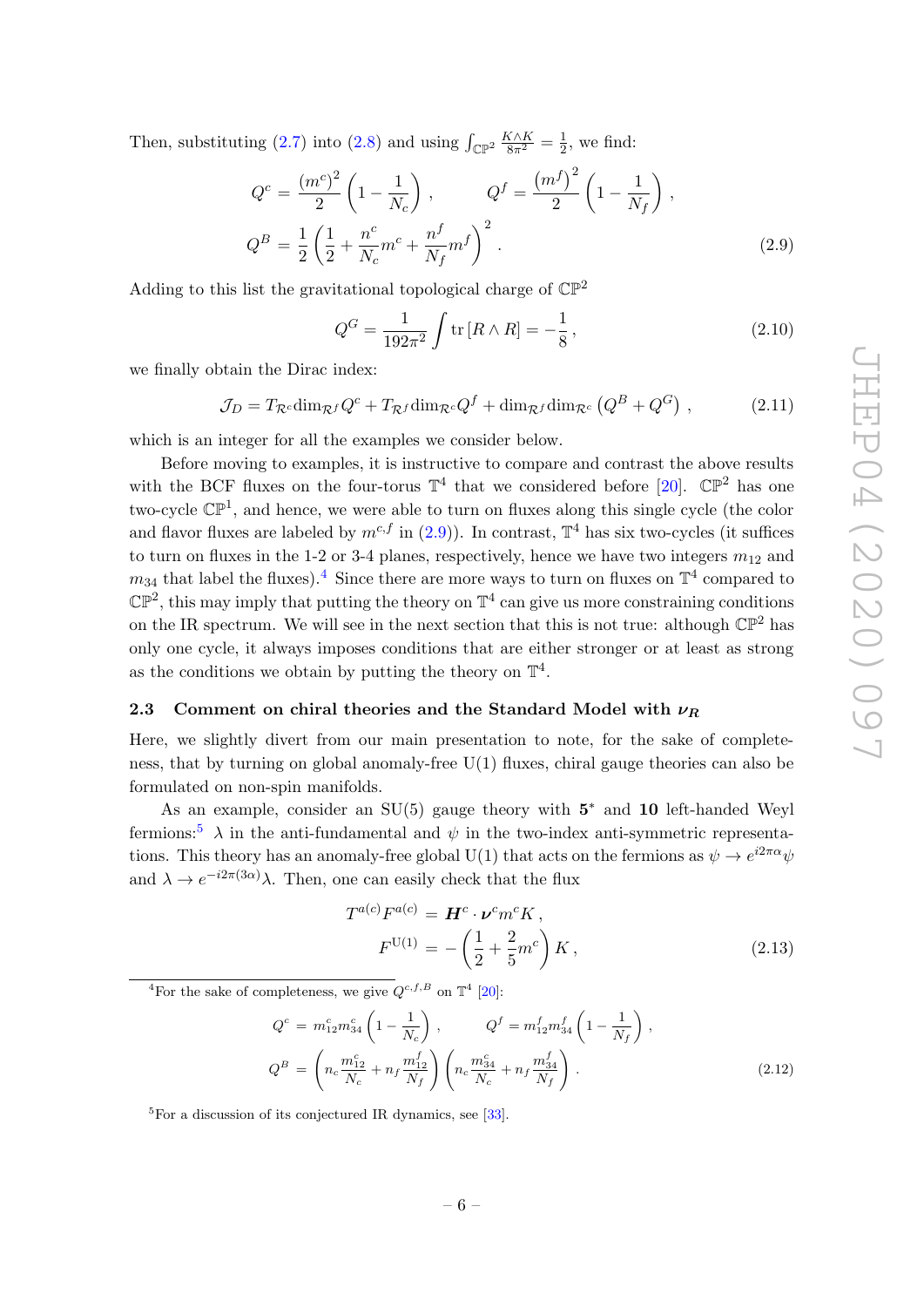Then, substituting (2.7) into (2.8) and using $\int_{\mathbb{CP}^2} \frac{K\wedge K}{8\pi^2} = \frac{1}{2}$, we find:

$$
\begin{aligned}
Q^c &= \frac{(m^c)^2}{2}\left(1-\frac{1}{N_c}\right), \qquad Q^f = \frac{\left(m^f\right)^2}{2}\left(1-\frac{1}{N_f}\right), \\
Q^B &= \frac{1}{2}\left(\frac{1}{2}+\frac{n^c}{N_c}m^c+\frac{n^f}{N_f}m^f\right)^2 .
\end{aligned} \tag{2.9}
$$

Adding to this list the gravitational topological charge of $\mathbb{CP}^2$

$$
Q^G = \frac{1}{192\pi^2}\int \mathrm{tr}\left[R\wedge R\right] = -\frac{1}{8}\,, \tag{2.10}
$$

we finally obtain the Dirac index:

$$
\mathcal{J}_D = T_{\mathcal{R}^c}\mathrm{dim}_{\mathcal{R}^f}Q^c + T_{\mathcal{R}^f}\mathrm{dim}_{\mathcal{R}^c}Q^f + \mathrm{dim}_{\mathcal{R}^f}\mathrm{dim}_{\mathcal{R}^c}\left(Q^B+Q^G\right)\,, \tag{2.11}
$$

which is an integer for all the examples we consider below.

Before moving to examples, it is instructive to compare and contrast the above results with the BCF fluxes on the four-torus $\mathbb{T}^4$ that we considered before [20]. $\mathbb{CP}^2$ has one two-cycle $\mathbb{CP}^1$, and hence, we were able to turn on fluxes along this single cycle (the color and flavor fluxes are labeled by $m^{c,f}$ in (2.9)). In contrast, $\mathbb{T}^4$ has six two-cycles (it suffices to turn on fluxes in the 1-2 or 3-4 planes, respectively, hence we have two integers $m_{12}$ and $m_{34}$ that label the fluxes).[4] Since there are more ways to turn on fluxes on $\mathbb{T}^4$ compared to $\mathbb{CP}^2$, this may imply that putting the theory on $\mathbb{T}^4$ can give us more constraining conditions on the IR spectrum. We will see in the next section that this is not true: although $\mathbb{CP}^2$ has only one cycle, it always imposes conditions that are either stronger or at least as strong as the conditions we obtain by putting the theory on $\mathbb{T}^4$.

### 2.3 Comment on chiral theories and the Standard Model with $\nu_R$

Here, we slightly divert from our main presentation to note, for the sake of completeness, that by turning on global anomaly-free U(1) fluxes, chiral gauge theories can also be formulated on non-spin manifolds.

As an example, consider an SU(5) gauge theory with $\mathbf{5}^*$ and $\mathbf{10}$ left-handed Weyl fermions:[5] $\lambda$ in the anti-fundamental and $\psi$ in the two-index anti-symmetric representations. This theory has an anomaly-free global U(1) that acts on the fermions as $\psi \to e^{i2\pi\alpha}\psi$ and $\lambda \to e^{-i2\pi(3\alpha)}\lambda$. Then, one can easily check that the flux

$$
\begin{aligned}
T^{a(c)}F^{a(c)} &= \boldsymbol{H}^c\cdot\boldsymbol{\nu}^c m^c K\,, \\
F^{\mathrm{U}(1)} &= -\left(\frac{1}{2}+\frac{2}{5}m^c\right)K\,,
\end{aligned} \tag{2.13}
$$

[4] For the sake of completeness, we give $Q^{c,f,B}$ on $\mathbb{T}^4$ [20]:

$$
\begin{aligned}
Q^c &= m_{12}^c m_{34}^c\left(1-\frac{1}{N_c}\right), \qquad Q^f = m_{12}^f m_{34}^f\left(1-\frac{1}{N_f}\right), \\
Q^B &= \left(n_c\frac{m_{12}^c}{N_c}+n_f\frac{m_{12}^f}{N_f}\right)\left(n_c\frac{m_{34}^c}{N_c}+n_f\frac{m_{34}^f}{N_f}\right).
\end{aligned} \tag{2.12}
$$

[5] For a discussion of its conjectured IR dynamics, see [33].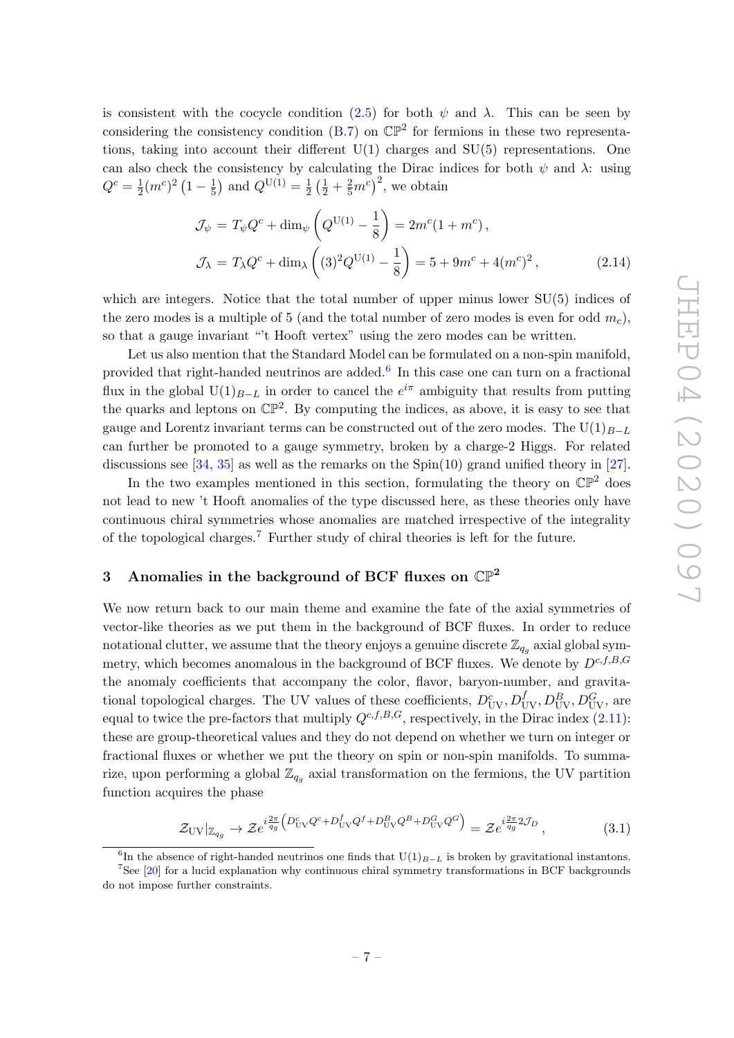is consistent with the cocycle condition (2.5) for both $\psi$ and $\lambda$. This can be seen by considering the consistency condition (B.7) on $\mathbb{CP}^2$ for fermions in these two representations, taking into account their different U(1) charges and SU(5) representations. One can also check the consistency by calculating the Dirac indices for both $\psi$ and $\lambda$: using $Q^c = \frac{1}{2}(m^c)^2\left(1-\frac{1}{5}\right)$ and $Q^{\text{U}(1)} = \frac{1}{2}\left(\frac{1}{2}+\frac{2}{5}m^c\right)^2$, we obtain

$$
\begin{aligned}
\mathcal{J}_\psi &= T_\psi Q^c + \dim_\psi\left(Q^{\text{U}(1)} - \frac{1}{8}\right) = 2m^c(1+m^c)\,,\\
\mathcal{J}_\lambda &= T_\lambda Q^c + \dim_\lambda\left((3)^2 Q^{\text{U}(1)} - \frac{1}{8}\right) = 5 + 9m^c + 4(m^c)^2\,,
\end{aligned}
\tag{2.14}
$$

which are integers. Notice that the total number of upper minus lower SU(5) indices of the zero modes is a multiple of 5 (and the total number of zero modes is even for odd $m_c$), so that a gauge invariant "'t Hooft vertex" using the zero modes can be written.

Let us also mention that the Standard Model can be formulated on a non-spin manifold, provided that right-handed neutrinos are added.[6] In this case one can turn on a fractional flux in the global $\text{U}(1)_{B-L}$ in order to cancel the $e^{i\pi}$ ambiguity that results from putting the quarks and leptons on $\mathbb{CP}^2$. By computing the indices, as above, it is easy to see that gauge and Lorentz invariant terms can be constructed out of the zero modes. The $\text{U}(1)_{B-L}$ can further be promoted to a gauge symmetry, broken by a charge-2 Higgs. For related discussions see [34, 35] as well as the remarks on the Spin(10) grand unified theory in [27].

In the two examples mentioned in this section, formulating the theory on $\mathbb{CP}^2$ does not lead to new 't Hooft anomalies of the type discussed here, as these theories only have continuous chiral symmetries whose anomalies are matched irrespective of the integrality of the topological charges.[7] Further study of chiral theories is left for the future.

## 3 Anomalies in the background of BCF fluxes on $\mathbb{CP}^2$

We now return back to our main theme and examine the fate of the axial symmetries of vector-like theories as we put them in the background of BCF fluxes. In order to reduce notational clutter, we assume that the theory enjoys a genuine discrete $\mathbb{Z}_{q_g}$ axial global symmetry, which becomes anomalous in the background of BCF fluxes. We denote by $D^{c,f,B,G}$ the anomaly coefficients that accompany the color, flavor, baryon-number, and gravitational topological charges. The UV values of these coefficients, $D^c_{\text{UV}}, D^f_{\text{UV}}, D^B_{\text{UV}}, D^G_{\text{UV}}$, are equal to twice the pre-factors that multiply $Q^{c,f,B,G}$, respectively, in the Dirac index (2.11): these are group-theoretical values and they do not depend on whether we turn on integer or fractional fluxes or whether we put the theory on spin or non-spin manifolds. To summarize, upon performing a global $\mathbb{Z}_{q_g}$ axial transformation on the fermions, the UV partition function acquires the phase

$$
\mathcal{Z}_{\text{UV}}|_{\mathbb{Z}_{q_g}} \to \mathcal{Z} e^{i\frac{2\pi}{q_g}\left(D^c_{\text{UV}}Q^c + D^f_{\text{UV}}Q^f + D^B_{\text{UV}}Q^B + D^G_{\text{UV}}Q^G\right)} = \mathcal{Z} e^{i\frac{2\pi}{q_g}2\mathcal{J}_D}\,,
\tag{3.1}
$$

[6] In the absence of right-handed neutrinos one finds that $\text{U}(1)_{B-L}$ is broken by gravitational instantons.

[7] See [20] for a lucid explanation why continuous chiral symmetry transformations in BCF backgrounds do not impose further constraints.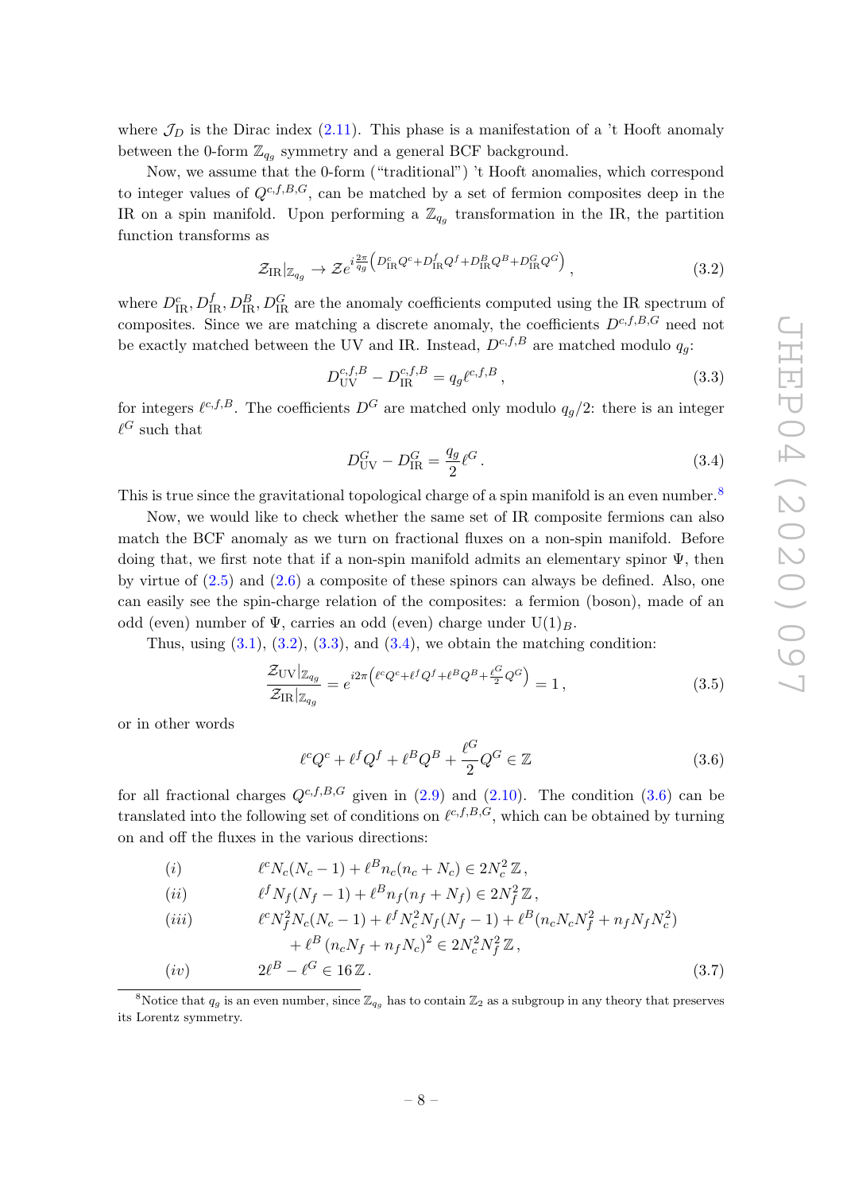where $\mathcal{J}_D$ is the Dirac index (2.11). This phase is a manifestation of a 't Hooft anomaly between the 0-form $\mathbb{Z}_{q_g}$ symmetry and a general BCF background.

Now, we assume that the 0-form ("traditional") 't Hooft anomalies, which correspond to integer values of $Q^{c,f,B,G}$, can be matched by a set of fermion composites deep in the IR on a spin manifold. Upon performing a $\mathbb{Z}_{q_g}$ transformation in the IR, the partition function transforms as

$$\mathcal{Z}_{\text{IR}}|_{\mathbb{Z}_{q_g}} \to \mathcal{Z} e^{i\frac{2\pi}{q_g}\left(D^c_{\text{IR}}Q^c + D^f_{\text{IR}}Q^f + D^B_{\text{IR}}Q^B + D^G_{\text{IR}}Q^G\right)}, \tag{3.2}$$

where $D^c_{\text{IR}}, D^f_{\text{IR}}, D^B_{\text{IR}}, D^G_{\text{IR}}$ are the anomaly coefficients computed using the IR spectrum of composites. Since we are matching a discrete anomaly, the coefficients $D^{c,f,B,G}$ need not be exactly matched between the UV and IR. Instead, $D^{c,f,B}$ are matched modulo $q_g$:

$$D^{c,f,B}_{\text{UV}} - D^{c,f,B}_{\text{IR}} = q_g \ell^{c,f,B}, \tag{3.3}$$

for integers $\ell^{c,f,B}$. The coefficients $D^G$ are matched only modulo $q_g/2$: there is an integer $\ell^G$ such that

$$D^G_{\text{UV}} - D^G_{\text{IR}} = \frac{q_g}{2}\ell^G. \tag{3.4}$$

This is true since the gravitational topological charge of a spin manifold is an even number.[8]

Now, we would like to check whether the same set of IR composite fermions can also match the BCF anomaly as we turn on fractional fluxes on a non-spin manifold. Before doing that, we first note that if a non-spin manifold admits an elementary spinor $\Psi$, then by virtue of (2.5) and (2.6) a composite of these spinors can always be defined. Also, one can easily see the spin-charge relation of the composites: a fermion (boson), made of an odd (even) number of $\Psi$, carries an odd (even) charge under $\text{U}(1)_B$.

Thus, using (3.1), (3.2), (3.3), and (3.4), we obtain the matching condition:

$$\frac{\mathcal{Z}_{\text{UV}}|_{\mathbb{Z}_{q_g}}}{\mathcal{Z}_{\text{IR}}|_{\mathbb{Z}_{q_g}}} = e^{i2\pi\left(\ell^c Q^c + \ell^f Q^f + \ell^B Q^B + \frac{\ell^G}{2}Q^G\right)} = 1, \tag{3.5}$$

or in other words

$$\ell^c Q^c + \ell^f Q^f + \ell^B Q^B + \frac{\ell^G}{2}Q^G \in \mathbb{Z} \tag{3.6}$$

for all fractional charges $Q^{c,f,B,G}$ given in (2.9) and (2.10). The condition (3.6) can be translated into the following set of conditions on $\ell^{c,f,B,G}$, which can be obtained by turning on and off the fluxes in the various directions:

$$
\begin{aligned}
&(i) && \ell^c N_c(N_c - 1) + \ell^B n_c(n_c + N_c) \in 2N_c^2\,\mathbb{Z}, \\
&(ii) && \ell^f N_f(N_f - 1) + \ell^B n_f(n_f + N_f) \in 2N_f^2\,\mathbb{Z}, \\
&(iii) && \ell^c N_f^2 N_c(N_c - 1) + \ell^f N_c^2 N_f(N_f - 1) + \ell^B(n_c N_c N_f^2 + n_f N_f N_c^2) \\
& && \quad + \ell^B\left(n_c N_f + n_f N_c\right)^2 \in 2N_c^2 N_f^2\,\mathbb{Z}, \\
&(iv) && 2\ell^B - \ell^G \in 16\,\mathbb{Z}.
\end{aligned} \tag{3.7}
$$

---

[8] Notice that $q_g$ is an even number, since $\mathbb{Z}_{q_g}$ has to contain $\mathbb{Z}_2$ as a subgroup in any theory that preserves its Lorentz symmetry.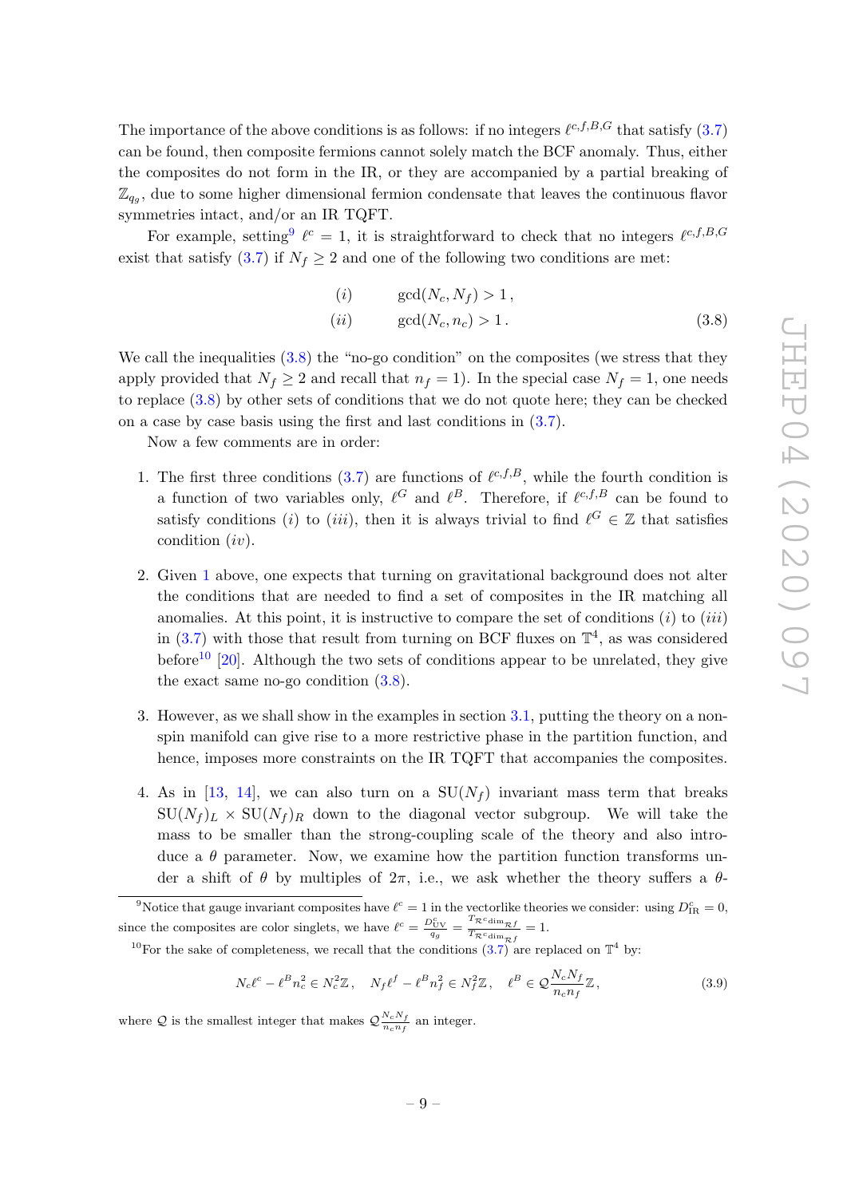The importance of the above conditions is as follows: if no integers $\ell^{c,f,B,G}$ that satisfy (3.7) can be found, then composite fermions cannot solely match the BCF anomaly. Thus, either the composites do not form in the IR, or they are accompanied by a partial breaking of $\mathbb{Z}_{q_g}$, due to some higher dimensional fermion condensate that leaves the continuous flavor symmetries intact, and/or an IR TQFT.

For example, setting[9] $\ell^c = 1$, it is straightforward to check that no integers $\ell^{c,f,B,G}$ exist that satisfy (3.7) if $N_f \geq 2$ and one of the following two conditions are met:

$$
\begin{aligned}
&(i) \qquad \gcd(N_c, N_f) > 1\,,\\
&(ii) \qquad \gcd(N_c, n_c) > 1\,.
\end{aligned}
\tag{3.8}
$$

We call the inequalities (3.8) the "no-go condition" on the composites (we stress that they apply provided that $N_f \geq 2$ and recall that $n_f = 1$). In the special case $N_f = 1$, one needs to replace (3.8) by other sets of conditions that we do not quote here; they can be checked on a case by case basis using the first and last conditions in (3.7).

Now a few comments are in order:

1. The first three conditions (3.7) are functions of $\ell^{c,f,B}$, while the fourth condition is a function of two variables only, $\ell^G$ and $\ell^B$. Therefore, if $\ell^{c,f,B}$ can be found to satisfy conditions $(i)$ to $(iii)$, then it is always trivial to find $\ell^G \in \mathbb{Z}$ that satisfies condition $(iv)$.

2. Given 1 above, one expects that turning on gravitational background does not alter the conditions that are needed to find a set of composites in the IR matching all anomalies. At this point, it is instructive to compare the set of conditions $(i)$ to $(iii)$ in (3.7) with those that result from turning on BCF fluxes on $\mathbb{T}^4$, as was considered before[10] [20]. Although the two sets of conditions appear to be unrelated, they give the exact same no-go condition (3.8).

3. However, as we shall show in the examples in section 3.1, putting the theory on a non-spin manifold can give rise to a more restrictive phase in the partition function, and hence, imposes more constraints on the IR TQFT that accompanies the composites.

4. As in [13, 14], we can also turn on a $\mathrm{SU}(N_f)$ invariant mass term that breaks $\mathrm{SU}(N_f)_L \times \mathrm{SU}(N_f)_R$ down to the diagonal vector subgroup. We will take the mass to be smaller than the strong-coupling scale of the theory and also introduce a $\theta$ parameter. Now, we examine how the partition function transforms under a shift of $\theta$ by multiples of $2\pi$, i.e., we ask whether the theory suffers a $\theta$-

---

[9] Notice that gauge invariant composites have $\ell^c = 1$ in the vectorlike theories we consider: using $D^c_{\mathrm{IR}} = 0$, since the composites are color singlets, we have $\ell^c = \frac{D^c_{\mathrm{UV}}}{q_g} = \frac{T_{\mathcal{R}^c}\dim_{\mathcal{R}^f}}{T_{\mathcal{R}^c}\dim_{\mathcal{R}^f}} = 1$.

[10] For the sake of completeness, we recall that the conditions (3.7) are replaced on $\mathbb{T}^4$ by:

$$
N_c\ell^c - \ell^B n_c^2 \in N_c^2\mathbb{Z}\,, \quad N_f\ell^f - \ell^B n_f^2 \in N_f^2\mathbb{Z}\,, \quad \ell^B \in \mathcal{Q}\frac{N_cN_f}{n_cn_f}\mathbb{Z}\,,
\tag{3.9}
$$

where $\mathcal{Q}$ is the smallest integer that makes $\mathcal{Q}\frac{N_cN_f}{n_cn_f}$ an integer.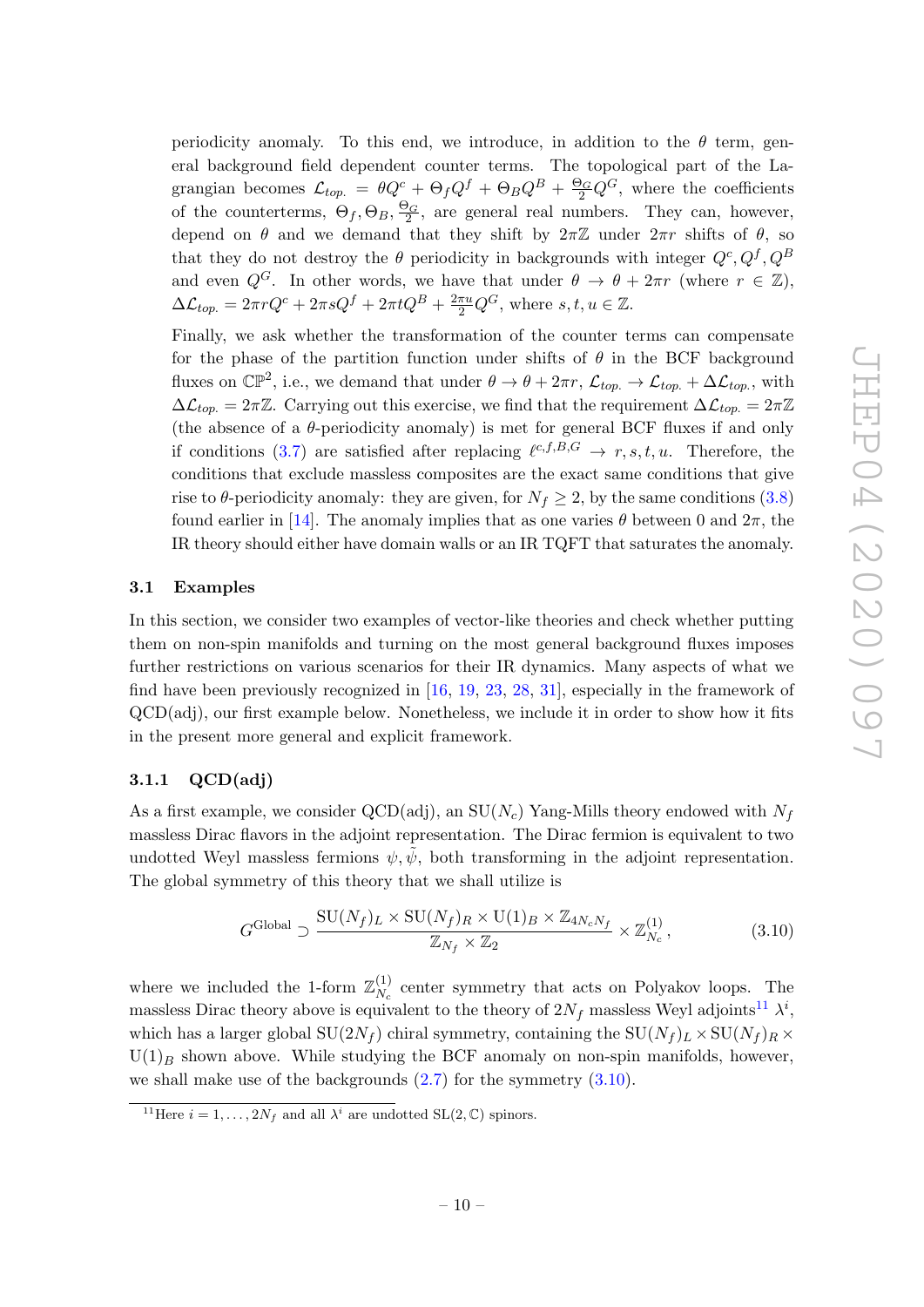periodicity anomaly. To this end, we introduce, in addition to the $\theta$ term, general background field dependent counter terms. The topological part of the Lagrangian becomes $\mathcal{L}_{top.} = \theta Q^c + \Theta_f Q^f + \Theta_B Q^B + \frac{\Theta_G}{2} Q^G$, where the coefficients of the counterterms, $\Theta_f, \Theta_B, \frac{\Theta_G}{2}$, are general real numbers. They can, however, depend on $\theta$ and we demand that they shift by $2\pi\mathbb{Z}$ under $2\pi r$ shifts of $\theta$, so that they do not destroy the $\theta$ periodicity in backgrounds with integer $Q^c, Q^f, Q^B$ and even $Q^G$. In other words, we have that under $\theta \to \theta + 2\pi r$ (where $r \in \mathbb{Z}$), $\Delta\mathcal{L}_{top.} = 2\pi r Q^c + 2\pi s Q^f + 2\pi t Q^B + \frac{2\pi u}{2} Q^G$, where $s, t, u \in \mathbb{Z}$.

Finally, we ask whether the transformation of the counter terms can compensate for the phase of the partition function under shifts of $\theta$ in the BCF background fluxes on $\mathbb{CP}^2$, i.e., we demand that under $\theta \to \theta + 2\pi r$, $\mathcal{L}_{top.} \to \mathcal{L}_{top.} + \Delta\mathcal{L}_{top.}$, with $\Delta\mathcal{L}_{top.} = 2\pi\mathbb{Z}$. Carrying out this exercise, we find that the requirement $\Delta\mathcal{L}_{top.} = 2\pi\mathbb{Z}$ (the absence of a $\theta$-periodicity anomaly) is met for general BCF fluxes if and only if conditions (3.7) are satisfied after replacing $\ell^{c,f,B,G} \to r, s, t, u$. Therefore, the conditions that exclude massless composites are the exact same conditions that give rise to $\theta$-periodicity anomaly: they are given, for $N_f \geq 2$, by the same conditions (3.8) found earlier in [14]. The anomaly implies that as one varies $\theta$ between 0 and $2\pi$, the IR theory should either have domain walls or an IR TQFT that saturates the anomaly.

### 3.1 Examples

In this section, we consider two examples of vector-like theories and check whether putting them on non-spin manifolds and turning on the most general background fluxes imposes further restrictions on various scenarios for their IR dynamics. Many aspects of what we find have been previously recognized in [16, 19, 23, 28, 31], especially in the framework of QCD(adj), our first example below. Nonetheless, we include it in order to show how it fits in the present more general and explicit framework.

#### 3.1.1 QCD(adj)

As a first example, we consider QCD(adj), an $\mathrm{SU}(N_c)$ Yang-Mills theory endowed with $N_f$ massless Dirac flavors in the adjoint representation. The Dirac fermion is equivalent to two undotted Weyl massless fermions $\psi, \tilde{\psi}$, both transforming in the adjoint representation. The global symmetry of this theory that we shall utilize is

$$G^{\text{Global}} \supset \frac{\mathrm{SU}(N_f)_L \times \mathrm{SU}(N_f)_R \times \mathrm{U}(1)_B \times \mathbb{Z}_{4N_cN_f}}{\mathbb{Z}_{N_f} \times \mathbb{Z}_2} \times \mathbb{Z}_{N_c}^{(1)}, \tag{3.10}$$

where we included the 1-form $\mathbb{Z}_{N_c}^{(1)}$ center symmetry that acts on Polyakov loops. The massless Dirac theory above is equivalent to the theory of $2N_f$ massless Weyl adjoints[11] $\lambda^i$, which has a larger global $\mathrm{SU}(2N_f)$ chiral symmetry, containing the $\mathrm{SU}(N_f)_L \times \mathrm{SU}(N_f)_R \times \mathrm{U}(1)_B$ shown above. While studying the BCF anomaly on non-spin manifolds, however, we shall make use of the backgrounds (2.7) for the symmetry (3.10).

[11] Here $i = 1, \ldots, 2N_f$ and all $\lambda^i$ are undotted $\mathrm{SL}(2,\mathbb{C})$ spinors.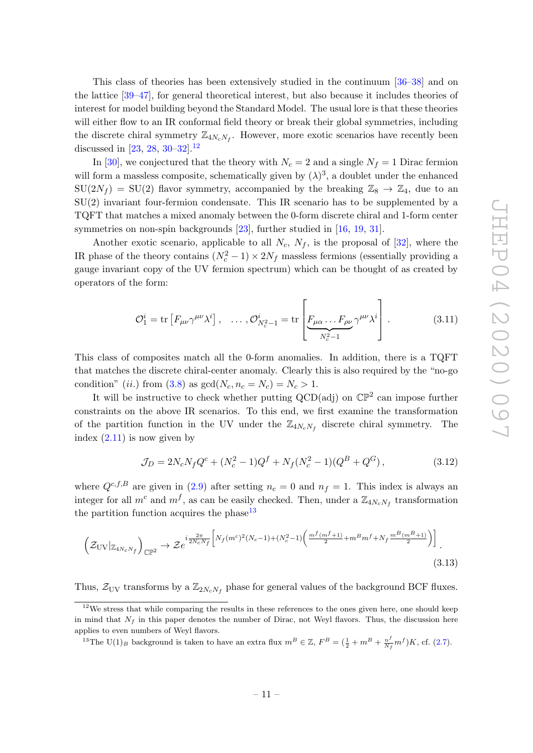This class of theories has been extensively studied in the continuum [36–38] and on the lattice [39–47], for general theoretical interest, but also because it includes theories of interest for model building beyond the Standard Model. The usual lore is that these theories will either flow to an IR conformal field theory or break their global symmetries, including the discrete chiral symmetry $\mathbb{Z}_{4N_cN_f}$. However, more exotic scenarios have recently been discussed in [23, 28, 30–32].[12]

In [30], we conjectured that the theory with $N_c = 2$ and a single $N_f = 1$ Dirac fermion will form a massless composite, schematically given by $(\lambda)^3$, a doublet under the enhanced $\mathrm{SU}(2N_f) = \mathrm{SU}(2)$ flavor symmetry, accompanied by the breaking $\mathbb{Z}_8 \to \mathbb{Z}_4$, due to an SU(2) invariant four-fermion condensate. This IR scenario has to be supplemented by a TQFT that matches a mixed anomaly between the 0-form discrete chiral and 1-form center symmetries on non-spin backgrounds [23], further studied in [16, 19, 31].

Another exotic scenario, applicable to all $N_c$, $N_f$, is the proposal of [32], where the IR phase of the theory contains $(N_c^2-1)\times 2N_f$ massless fermions (essentially providing a gauge invariant copy of the UV fermion spectrum) which can be thought of as created by operators of the form:

$$\mathcal{O}_1^i = \mathrm{tr}\left[F_{\mu\nu}\gamma^{\mu\nu}\lambda^i\right], \quad \ldots, \mathcal{O}^i_{N_c^2-1} = \mathrm{tr}\left[\underbrace{F_{\mu\alpha}\ldots F_{\rho\mu}}_{N_c^2-1}\gamma^{\mu\nu}\lambda^i\right]. \tag{3.11}$$

This class of composites match all the 0-form anomalies. In addition, there is a TQFT that matches the discrete chiral-center anomaly. Clearly this is also required by the "no-go condition" (*ii.*) from (3.8) as $\gcd(N_c, n_c = N_c) = N_c > 1$.

It will be instructive to check whether putting QCD(adj) on $\mathbb{CP}^2$ can impose further constraints on the above IR scenarios. To this end, we first examine the transformation of the partition function in the UV under the $\mathbb{Z}_{4N_cN_f}$ discrete chiral symmetry. The index (2.11) is now given by

$$\mathcal{J}_D = 2N_cN_fQ^c + (N_c^2-1)Q^f + N_f(N_c^2-1)(Q^B+Q^G)\,, \tag{3.12}$$

where $Q^{c,f,B}$ are given in (2.9) after setting $n_c = 0$ and $n_f = 1$. This index is always an integer for all $m^c$ and $m^f$, as can be easily checked. Then, under a $\mathbb{Z}_{4N_cN_f}$ transformation the partition function acquires the phase[13]

$$\left(\mathcal{Z}_{\mathrm{UV}}|_{\mathbb{Z}_{4N_cN_f}}\right)_{\mathbb{CP}^2} \to \mathcal{Z}e^{i\frac{2\pi}{2N_cN_f}\left[N_f(m^c)^2(N_c-1)+(N_c^2-1)\left(\frac{m^f(m^f+1)}{2}+m^Bm^f+N_f\frac{m^B(m^B+1)}{2}\right)\right]}. \tag{3.13}$$

Thus, $\mathcal{Z}_{\mathrm{UV}}$ transforms by a $\mathbb{Z}_{2N_cN_f}$ phase for general values of the background BCF fluxes.

---

[12] We stress that while comparing the results in these references to the ones given here, one should keep in mind that $N_f$ in this paper denotes the number of Dirac, not Weyl flavors. Thus, the discussion here applies to even numbers of Weyl flavors.

[13] The $\mathrm{U}(1)_B$ background is taken to have an extra flux $m^B \in \mathbb{Z}$, $F^B = (\frac{1}{2} + m^B + \frac{n^f}{N_f}m^f)K$, cf. (2.7).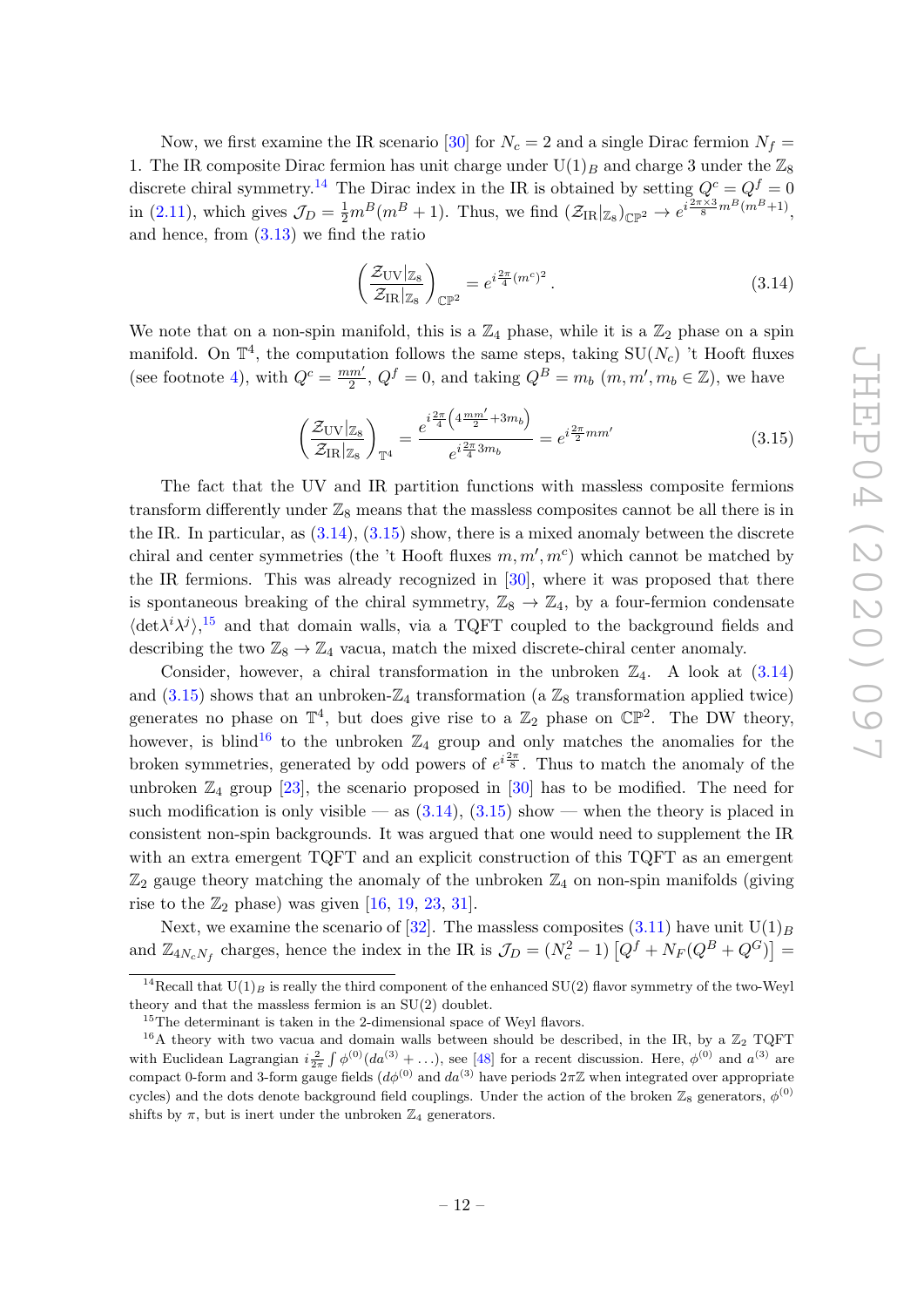Now, we first examine the IR scenario [30] for $N_c = 2$ and a single Dirac fermion $N_f = 1$. The IR composite Dirac fermion has unit charge under $\mathrm{U}(1)_B$ and charge 3 under the $\mathbb{Z}_8$ discrete chiral symmetry.[14] The Dirac index in the IR is obtained by setting $Q^c = Q^f = 0$ in (2.11), which gives $\mathcal{J}_D = \frac{1}{2} m^B(m^B+1)$. Thus, we find $(\mathcal{Z}_{\mathrm{IR}}|_{\mathbb{Z}_8})_{\mathbb{CP}^2} \to e^{i\frac{2\pi\times 3}{8} m^B(m^B+1)}$, and hence, from (3.13) we find the ratio

$$\left(\frac{\mathcal{Z}_{\mathrm{UV}}|_{\mathbb{Z}_8}}{\mathcal{Z}_{\mathrm{IR}}|_{\mathbb{Z}_8}}\right)_{\mathbb{CP}^2} = e^{i\frac{2\pi}{4}(m^c)^2}. \tag{3.14}$$

We note that on a non-spin manifold, this is a $\mathbb{Z}_4$ phase, while it is a $\mathbb{Z}_2$ phase on a spin manifold. On $\mathbb{T}^4$, the computation follows the same steps, taking $\mathrm{SU}(N_c)$ 't Hooft fluxes (see footnote 4), with $Q^c = \frac{mm'}{2}$, $Q^f = 0$, and taking $Q^B = m_b$ ($m, m', m_b \in \mathbb{Z}$), we have

$$\left(\frac{\mathcal{Z}_{\mathrm{UV}}|_{\mathbb{Z}_8}}{\mathcal{Z}_{\mathrm{IR}}|_{\mathbb{Z}_8}}\right)_{\mathbb{T}^4} = \frac{e^{i\frac{2\pi}{4}\left(4\frac{mm'}{2}+3m_b\right)}}{e^{i\frac{2\pi}{4}3m_b}} = e^{i\frac{2\pi}{2}mm'} \tag{3.15}$$

The fact that the UV and IR partition functions with massless composite fermions transform differently under $\mathbb{Z}_8$ means that the massless composites cannot be all there is in the IR. In particular, as (3.14), (3.15) show, there is a mixed anomaly between the discrete chiral and center symmetries (the 't Hooft fluxes $m, m', m^c$) which cannot be matched by the IR fermions. This was already recognized in [30], where it was proposed that there is spontaneous breaking of the chiral symmetry, $\mathbb{Z}_8 \to \mathbb{Z}_4$, by a four-fermion condensate $\langle \det \lambda^i \lambda^j \rangle$,[15] and that domain walls, via a TQFT coupled to the background fields and describing the two $\mathbb{Z}_8 \to \mathbb{Z}_4$ vacua, match the mixed discrete-chiral center anomaly.

Consider, however, a chiral transformation in the unbroken $\mathbb{Z}_4$. A look at (3.14) and (3.15) shows that an unbroken-$\mathbb{Z}_4$ transformation (a $\mathbb{Z}_8$ transformation applied twice) generates no phase on $\mathbb{T}^4$, but does give rise to a $\mathbb{Z}_2$ phase on $\mathbb{CP}^2$. The DW theory, however, is blind[16] to the unbroken $\mathbb{Z}_4$ group and only matches the anomalies for the broken symmetries, generated by odd powers of $e^{i\frac{2\pi}{8}}$. Thus to match the anomaly of the unbroken $\mathbb{Z}_4$ group [23], the scenario proposed in [30] has to be modified. The need for such modification is only visible — as (3.14), (3.15) show — when the theory is placed in consistent non-spin backgrounds. It was argued that one would need to supplement the IR with an extra emergent TQFT and an explicit construction of this TQFT as an emergent $\mathbb{Z}_2$ gauge theory matching the anomaly of the unbroken $\mathbb{Z}_4$ on non-spin manifolds (giving rise to the $\mathbb{Z}_2$ phase) was given [16, 19, 23, 31].

Next, we examine the scenario of [32]. The massless composites (3.11) have unit $\mathrm{U}(1)_B$ and $\mathbb{Z}_{4N_cN_f}$ charges, hence the index in the IR is $\mathcal{J}_D = (N_c^2-1)\left[Q^f + N_F(Q^B + Q^G)\right] =$

---

[14] Recall that $\mathrm{U}(1)_B$ is really the third component of the enhanced $\mathrm{SU}(2)$ flavor symmetry of the two-Weyl theory and that the massless fermion is an $\mathrm{SU}(2)$ doublet.

[15] The determinant is taken in the 2-dimensional space of Weyl flavors.

[16] A theory with two vacua and domain walls between should be described, in the IR, by a $\mathbb{Z}_2$ TQFT with Euclidean Lagrangian $i\frac{2}{2\pi}\int \phi^{(0)}(da^{(3)} + \ldots)$, see [48] for a recent discussion. Here, $\phi^{(0)}$ and $a^{(3)}$ are compact 0-form and 3-form gauge fields ($d\phi^{(0)}$ and $da^{(3)}$ have periods $2\pi\mathbb{Z}$ when integrated over appropriate cycles) and the dots denote background field couplings. Under the action of the broken $\mathbb{Z}_8$ generators, $\phi^{(0)}$ shifts by $\pi$, but is inert under the unbroken $\mathbb{Z}_4$ generators.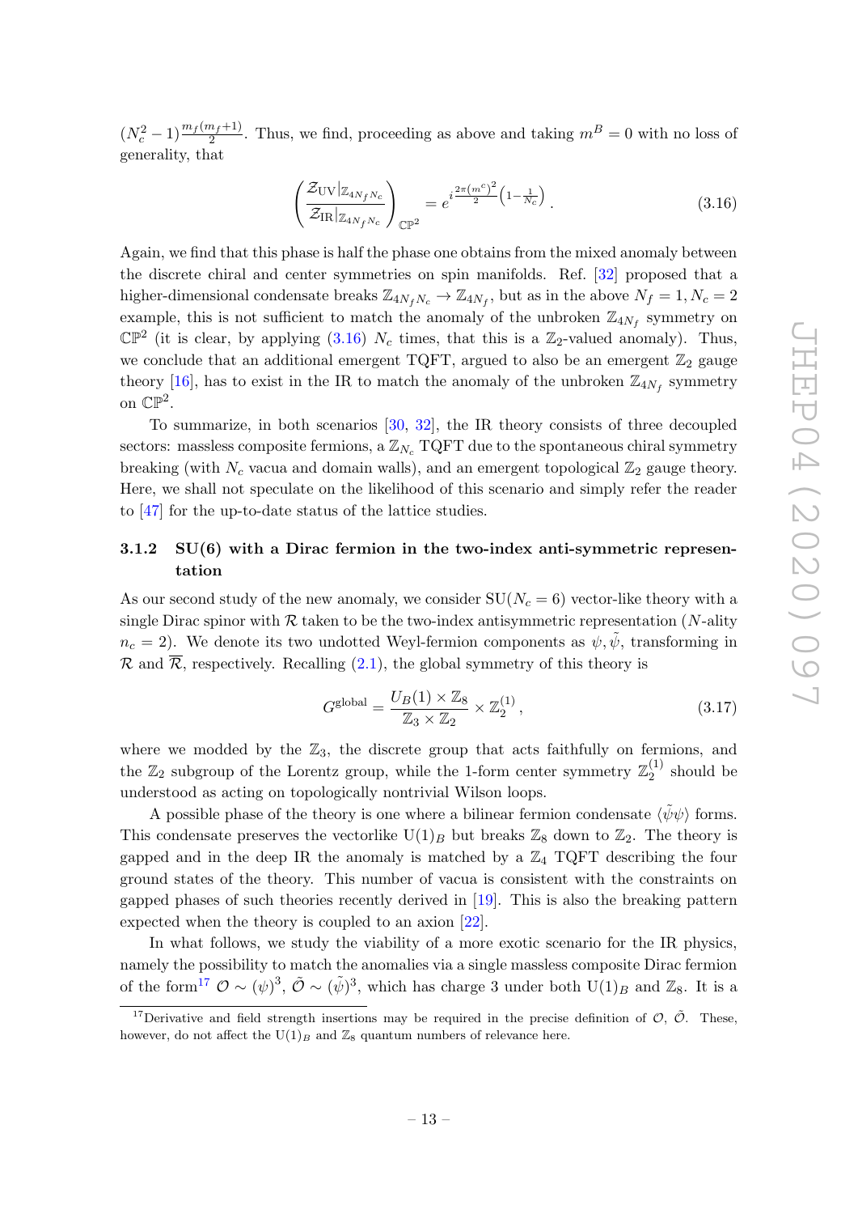$(N_c^2-1)\frac{m_f(m_f+1)}{2}$. Thus, we find, proceeding as above and taking $m^B = 0$ with no loss of generality, that

$$\left(\frac{\mathcal{Z}_{\rm UV}|_{\mathbb{Z}_{4N_fN_c}}}{\mathcal{Z}_{\rm IR}|_{\mathbb{Z}_{4N_fN_c}}}\right)_{\mathbb{CP}^2} = e^{i\frac{2\pi(m^c)^2}{2}\left(1-\frac{1}{N_c}\right)} . \tag{3.16}$$

Again, we find that this phase is half the phase one obtains from the mixed anomaly between the discrete chiral and center symmetries on spin manifolds. Ref. [32] proposed that a higher-dimensional condensate breaks $\mathbb{Z}_{4N_fN_c} \to \mathbb{Z}_{4N_f}$, but as in the above $N_f = 1, N_c = 2$ example, this is not sufficient to match the anomaly of the unbroken $\mathbb{Z}_{4N_f}$ symmetry on $\mathbb{CP}^2$ (it is clear, by applying (3.16) $N_c$ times, that this is a $\mathbb{Z}_2$-valued anomaly). Thus, we conclude that an additional emergent TQFT, argued to also be an emergent $\mathbb{Z}_2$ gauge theory [16], has to exist in the IR to match the anomaly of the unbroken $\mathbb{Z}_{4N_f}$ symmetry on $\mathbb{CP}^2$.

To summarize, in both scenarios [30, 32], the IR theory consists of three decoupled sectors: massless composite fermions, a $\mathbb{Z}_{N_c}$ TQFT due to the spontaneous chiral symmetry breaking (with $N_c$ vacua and domain walls), and an emergent topological $\mathbb{Z}_2$ gauge theory. Here, we shall not speculate on the likelihood of this scenario and simply refer the reader to [47] for the up-to-date status of the lattice studies.

### 3.1.2 SU(6) with a Dirac fermion in the two-index anti-symmetric representation

As our second study of the new anomaly, we consider SU($N_c = 6$) vector-like theory with a single Dirac spinor with $\mathcal{R}$ taken to be the two-index antisymmetric representation ($N$-ality $n_c = 2$). We denote its two undotted Weyl-fermion components as $\psi, \tilde{\psi}$, transforming in $\mathcal{R}$ and $\overline{\mathcal{R}}$, respectively. Recalling (2.1), the global symmetry of this theory is

$$G^{\rm global} = \frac{U_B(1) \times \mathbb{Z}_8}{\mathbb{Z}_3 \times \mathbb{Z}_2} \times \mathbb{Z}_2^{(1)} , \tag{3.17}$$

where we modded by the $\mathbb{Z}_3$, the discrete group that acts faithfully on fermions, and the $\mathbb{Z}_2$ subgroup of the Lorentz group, while the 1-form center symmetry $\mathbb{Z}_2^{(1)}$ should be understood as acting on topologically nontrivial Wilson loops.

A possible phase of the theory is one where a bilinear fermion condensate $\langle\tilde{\psi}\psi\rangle$ forms. This condensate preserves the vectorlike U$(1)_B$ but breaks $\mathbb{Z}_8$ down to $\mathbb{Z}_2$. The theory is gapped and in the deep IR the anomaly is matched by a $\mathbb{Z}_4$ TQFT describing the four ground states of the theory. This number of vacua is consistent with the constraints on gapped phases of such theories recently derived in [19]. This is also the breaking pattern expected when the theory is coupled to an axion [22].

In what follows, we study the viability of a more exotic scenario for the IR physics, namely the possibility to match the anomalies via a single massless composite Dirac fermion of the form[17] $\mathcal{O} \sim (\psi)^3$, $\tilde{\mathcal{O}} \sim (\tilde{\psi})^3$, which has charge 3 under both U$(1)_B$ and $\mathbb{Z}_8$. It is a

[17] Derivative and field strength insertions may be required in the precise definition of $\mathcal{O}$, $\tilde{\mathcal{O}}$. These, however, do not affect the U$(1)_B$ and $\mathbb{Z}_8$ quantum numbers of relevance here.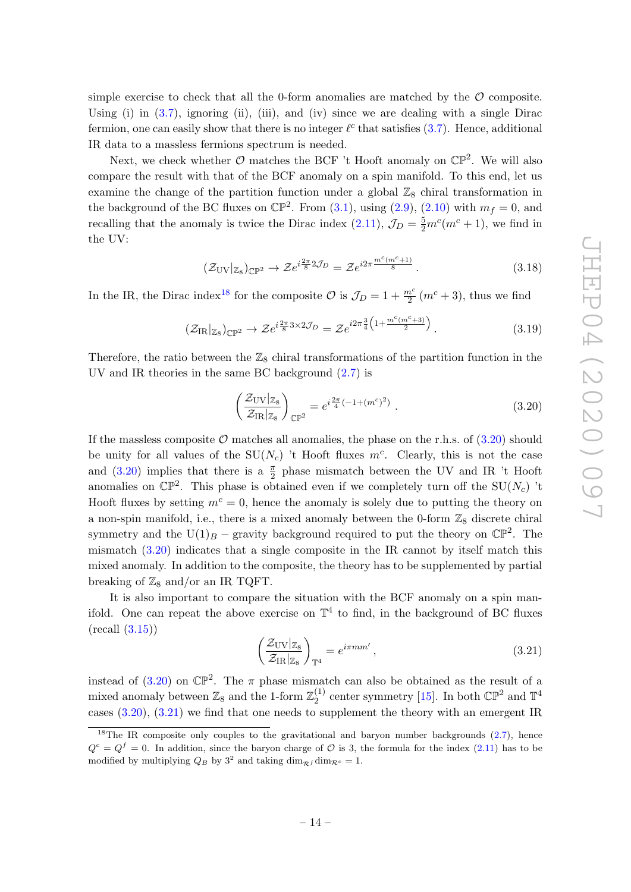simple exercise to check that all the 0-form anomalies are matched by the $\mathcal{O}$ composite. Using (i) in (3.7), ignoring (ii), (iii), and (iv) since we are dealing with a single Dirac fermion, one can easily show that there is no integer $\ell^c$ that satisfies (3.7). Hence, additional IR data to a massless fermions spectrum is needed.

Next, we check whether $\mathcal{O}$ matches the BCF 't Hooft anomaly on $\mathbb{CP}^2$. We will also compare the result with that of the BCF anomaly on a spin manifold. To this end, let us examine the change of the partition function under a global $\mathbb{Z}_8$ chiral transformation in the background of the BC fluxes on $\mathbb{CP}^2$. From (3.1), using (2.9), (2.10) with $m_f = 0$, and recalling that the anomaly is twice the Dirac index (2.11), $\mathcal{J}_D = \frac{5}{2}m^c(m^c+1)$, we find in the UV:

$$\left(\mathcal{Z}_{\rm UV}|_{\mathbb{Z}_8}\right)_{\mathbb{CP}^2} \to \mathcal{Z}e^{i\frac{2\pi}{8}2\mathcal{J}_D} = \mathcal{Z}e^{i2\pi\frac{m^c(m^c+1)}{8}}\,. \tag{3.18}$$

In the IR, the Dirac index[18] for the composite $\mathcal{O}$ is $\mathcal{J}_D = 1 + \frac{m^c}{2}(m^c+3)$, thus we find

$$\left(\mathcal{Z}_{\rm IR}|_{\mathbb{Z}_8}\right)_{\mathbb{CP}^2} \to \mathcal{Z}e^{i\frac{2\pi}{8}3\times 2\mathcal{J}_D} = \mathcal{Z}e^{i2\pi\frac{3}{4}\left(1+\frac{m^c(m^c+3)}{2}\right)}\,. \tag{3.19}$$

Therefore, the ratio between the $\mathbb{Z}_8$ chiral transformations of the partition function in the UV and IR theories in the same BC background (2.7) is

$$\left(\frac{\mathcal{Z}_{\rm UV}|_{\mathbb{Z}_8}}{\mathcal{Z}_{\rm IR}|_{\mathbb{Z}_8}}\right)_{\mathbb{CP}^2} = e^{i\frac{2\pi}{4}\left(-1+(m^c)^2\right)}\,. \tag{3.20}$$

If the massless composite $\mathcal{O}$ matches all anomalies, the phase on the r.h.s. of (3.20) should be unity for all values of the $\mathrm{SU}(N_c)$ 't Hooft fluxes $m^c$. Clearly, this is not the case and (3.20) implies that there is a $\frac{\pi}{2}$ phase mismatch between the UV and IR 't Hooft anomalies on $\mathbb{CP}^2$. This phase is obtained even if we completely turn off the $\mathrm{SU}(N_c)$ 't Hooft fluxes by setting $m^c = 0$, hence the anomaly is solely due to putting the theory on a non-spin manifold, i.e., there is a mixed anomaly between the 0-form $\mathbb{Z}_8$ discrete chiral symmetry and the $\mathrm{U}(1)_B$ − gravity background required to put the theory on $\mathbb{CP}^2$. The mismatch (3.20) indicates that a single composite in the IR cannot by itself match this mixed anomaly. In addition to the composite, the theory has to be supplemented by partial breaking of $\mathbb{Z}_8$ and/or an IR TQFT.

It is also important to compare the situation with the BCF anomaly on a spin manifold. One can repeat the above exercise on $\mathbb{T}^4$ to find, in the background of BC fluxes (recall (3.15))

$$\left(\frac{\mathcal{Z}_{\rm UV}|_{\mathbb{Z}_8}}{\mathcal{Z}_{\rm IR}|_{\mathbb{Z}_8}}\right)_{\mathbb{T}^4} = e^{i\pi m m'}\,, \tag{3.21}$$

instead of (3.20) on $\mathbb{CP}^2$. The $\pi$ phase mismatch can also be obtained as the result of a mixed anomaly between $\mathbb{Z}_8$ and the 1-form $\mathbb{Z}_2^{(1)}$ center symmetry [15]. In both $\mathbb{CP}^2$ and $\mathbb{T}^4$ cases (3.20), (3.21) we find that one needs to supplement the theory with an emergent IR

[18] The IR composite only couples to the gravitational and baryon number backgrounds (2.7), hence $Q^c = Q^f = 0$. In addition, since the baryon charge of $\mathcal{O}$ is 3, the formula for the index (2.11) has to be modified by multiplying $Q_B$ by $3^2$ and taking $\dim_{\mathcal{R}^f}\dim_{\mathcal{R}^c} = 1$.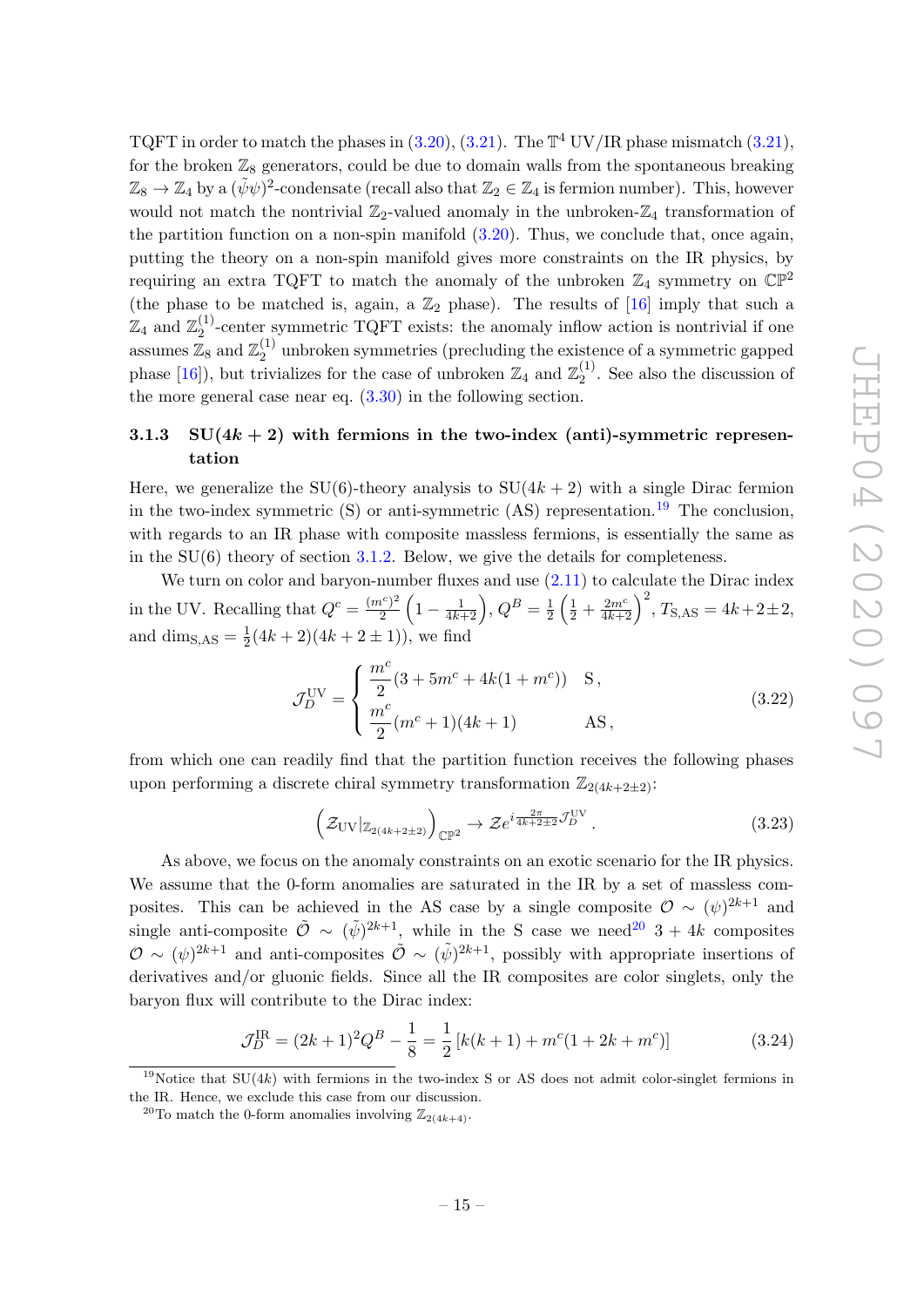TQFT in order to match the phases in (3.20), (3.21). The $\mathbb{T}^4$ UV/IR phase mismatch (3.21), for the broken $\mathbb{Z}_8$ generators, could be due to domain walls from the spontaneous breaking $\mathbb{Z}_8 \to \mathbb{Z}_4$ by a $(\tilde{\psi}\psi)^2$-condensate (recall also that $\mathbb{Z}_2 \in \mathbb{Z}_4$ is fermion number). This, however would not match the nontrivial $\mathbb{Z}_2$-valued anomaly in the unbroken-$\mathbb{Z}_4$ transformation of the partition function on a non-spin manifold (3.20). Thus, we conclude that, once again, putting the theory on a non-spin manifold gives more constraints on the IR physics, by requiring an extra TQFT to match the anomaly of the unbroken $\mathbb{Z}_4$ symmetry on $\mathbb{CP}^2$ (the phase to be matched is, again, a $\mathbb{Z}_2$ phase). The results of [16] imply that such a $\mathbb{Z}_4$ and $\mathbb{Z}_2^{(1)}$-center symmetric TQFT exists: the anomaly inflow action is nontrivial if one assumes $\mathbb{Z}_8$ and $\mathbb{Z}_2^{(1)}$ unbroken symmetries (precluding the existence of a symmetric gapped phase [16]), but trivializes for the case of unbroken $\mathbb{Z}_4$ and $\mathbb{Z}_2^{(1)}$. See also the discussion of the more general case near eq. (3.30) in the following section.

### 3.1.3 SU($4k+2$) with fermions in the two-index (anti)-symmetric representation

Here, we generalize the SU(6)-theory analysis to SU($4k+2$) with a single Dirac fermion in the two-index symmetric (S) or anti-symmetric (AS) representation.[19] The conclusion, with regards to an IR phase with composite massless fermions, is essentially the same as in the SU(6) theory of section 3.1.2. Below, we give the details for completeness.

We turn on color and baryon-number fluxes and use (2.11) to calculate the Dirac index in the UV. Recalling that $Q^c = \frac{(m^c)^2}{2}\left(1-\frac{1}{4k+2}\right)$, $Q^B = \frac{1}{2}\left(\frac{1}{2}+\frac{2m^c}{4k+2}\right)^2$, $T_{\text{S,AS}} = 4k+2\pm 2$, and $\text{dim}_{\text{S,AS}} = \frac{1}{2}(4k+2)(4k+2\pm 1))$, we find

$$\mathcal{J}_D^{\text{UV}} = \begin{cases} \dfrac{m^c}{2}(3+5m^c+4k(1+m^c)) & \text{S}\,, \\ \dfrac{m^c}{2}(m^c+1)(4k+1) & \text{AS}\,, \end{cases} \tag{3.22}$$

from which one can readily find that the partition function receives the following phases upon performing a discrete chiral symmetry transformation $\mathbb{Z}_{2(4k+2\pm 2)}$:

$$\left(\mathcal{Z}_{\text{UV}}|_{\mathbb{Z}_{2(4k+2\pm2)}}\right)_{\mathbb{CP}^2} \to \mathcal{Z}e^{i\frac{2\pi}{4k+2\pm2}\mathcal{J}_D^{\text{UV}}}\,. \tag{3.23}$$

As above, we focus on the anomaly constraints on an exotic scenario for the IR physics. We assume that the 0-form anomalies are saturated in the IR by a set of massless composites. This can be achieved in the AS case by a single composite $\mathcal{O} \sim (\psi)^{2k+1}$ and single anti-composite $\tilde{\mathcal{O}} \sim (\tilde{\psi})^{2k+1}$, while in the S case we need[20] $3+4k$ composites $\mathcal{O} \sim (\psi)^{2k+1}$ and anti-composites $\tilde{\mathcal{O}} \sim (\tilde{\psi})^{2k+1}$, possibly with appropriate insertions of derivatives and/or gluonic fields. Since all the IR composites are color singlets, only the baryon flux will contribute to the Dirac index:

$$\mathcal{J}_D^{\text{IR}} = (2k+1)^2 Q^B - \frac{1}{8} = \frac{1}{2}\left[k(k+1)+m^c(1+2k+m^c)\right] \tag{3.24}$$

[19] Notice that SU($4k$) with fermions in the two-index S or AS does not admit color-singlet fermions in the IR. Hence, we exclude this case from our discussion.

[20] To match the 0-form anomalies involving $\mathbb{Z}_{2(4k+4)}$.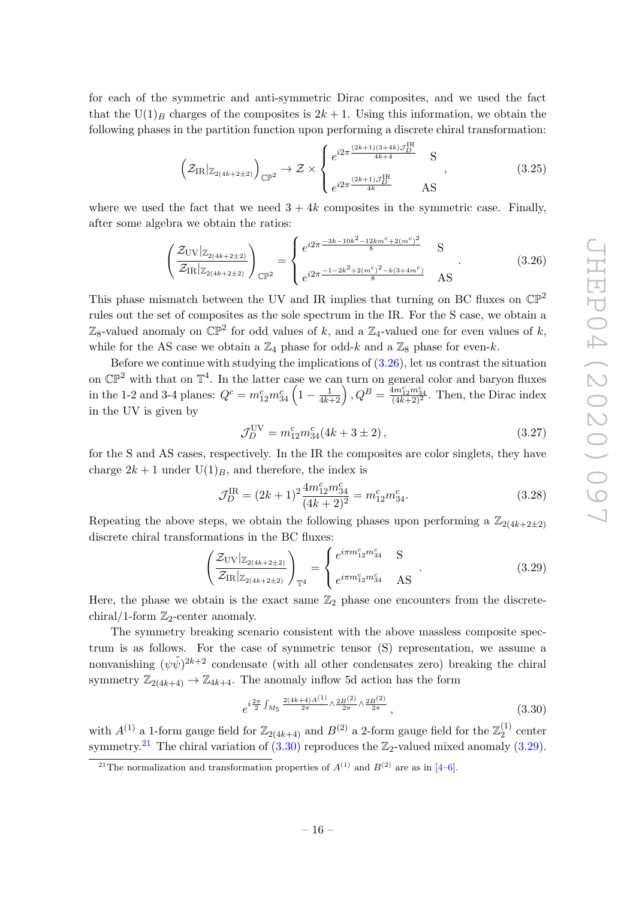for each of the symmetric and anti-symmetric Dirac composites, and we used the fact that the $\mathrm{U}(1)_B$ charges of the composites is $2k+1$. Using this information, we obtain the following phases in the partition function upon performing a discrete chiral transformation:

$$\left(\mathcal{Z}_{\rm IR}|_{\mathbb{Z}_{2(4k+2\pm 2)}}\right)_{\mathbb{CP}^2} \to \mathcal{Z} \times \begin{cases} e^{i2\pi\frac{(2k+1)(3+4k)\mathcal{J}_D^{\rm IR}}{4k+4}} & \text{S} \\ e^{i2\pi\frac{(2k+1)\mathcal{J}_D^{\rm IR}}{4k}} & \text{AS} \end{cases}, \tag{3.25}$$

where we used the fact that we need $3+4k$ composites in the symmetric case. Finally, after some algebra we obtain the ratios:

$$\left(\frac{\mathcal{Z}_{\rm UV}|_{\mathbb{Z}_{2(4k+2\pm 2)}}}{\mathcal{Z}_{\rm IR}|_{\mathbb{Z}_{2(4k+2\pm 2)}}}\right)_{\mathbb{CP}^2} = \begin{cases} e^{i2\pi\frac{-3k-10k^2-12km^c+2(m^c)^2}{8}} & \text{S} \\ e^{i2\pi\frac{-1-2k^2+2(m^c)^2-k(3+4m^c)}{8}} & \text{AS} \end{cases}. \tag{3.26}$$

This phase mismatch between the UV and IR implies that turning on BC fluxes on $\mathbb{CP}^2$ rules out the set of composites as the sole spectrum in the IR. For the S case, we obtain a $\mathbb{Z}_8$-valued anomaly on $\mathbb{CP}^2$ for odd values of $k$, and a $\mathbb{Z}_4$-valued one for even values of $k$, while for the AS case we obtain a $\mathbb{Z}_4$ phase for odd-$k$ and a $\mathbb{Z}_8$ phase for even-$k$.

Before we continue with studying the implications of (3.26), let us contrast the situation on $\mathbb{CP}^2$ with that on $\mathbb{T}^4$. In the latter case we can turn on general color and baryon fluxes in the 1-2 and 3-4 planes: $Q^c = m_{12}^c m_{34}^c\left(1-\frac{1}{4k+2}\right), Q^B = \frac{4m_{12}^c m_{34}^c}{(4k+2)^2}$. Then, the Dirac index in the UV is given by

$$\mathcal{J}_D^{\rm UV} = m_{12}^c m_{34}^c(4k+3\pm 2)\,, \tag{3.27}$$

for the S and AS cases, respectively. In the IR the composites are color singlets, they have charge $2k+1$ under $\mathrm{U}(1)_B$, and therefore, the index is

$$\mathcal{J}_D^{\rm IR} = (2k+1)^2\frac{4m_{12}^c m_{34}^c}{(4k+2)^2} = m_{12}^c m_{34}^c. \tag{3.28}$$

Repeating the above steps, we obtain the following phases upon performing a $\mathbb{Z}_{2(4k+2\pm 2)}$ discrete chiral transformations in the BC fluxes:

$$\left(\frac{\mathcal{Z}_{\rm UV}|_{\mathbb{Z}_{2(4k+2\pm 2)}}}{\mathcal{Z}_{\rm IR}|_{\mathbb{Z}_{2(4k+2\pm 2)}}}\right)_{\mathbb{T}^4} = \begin{cases} e^{i\pi m_{12}^c m_{34}^c} & \text{S} \\ e^{i\pi m_{12}^c m_{34}^c} & \text{AS} \end{cases}. \tag{3.29}$$

Here, the phase we obtain is the exact same $\mathbb{Z}_2$ phase one encounters from the discrete-chiral/1-form $\mathbb{Z}_2$-center anomaly.

The symmetry breaking scenario consistent with the above massless composite spectrum is as follows. For the case of symmetric tensor (S) representation, we assume a nonvanishing $(\psi\tilde{\psi})^{2k+2}$ condensate (with all other condensates zero) breaking the chiral symmetry $\mathbb{Z}_{2(4k+4)} \to \mathbb{Z}_{4k+4}$. The anomaly inflow 5d action has the form

$$e^{i\frac{2\pi}{2}\int_{M_5}\frac{2(4k+4)A^{(1)}}{2\pi}\wedge\frac{2B^{(2)}}{2\pi}\wedge\frac{2B^{(2)}}{2\pi}}, \tag{3.30}$$

with $A^{(1)}$ a 1-form gauge field for $\mathbb{Z}_{2(4k+4)}$ and $B^{(2)}$ a 2-form gauge field for the $\mathbb{Z}_2^{(1)}$ center symmetry.[21] The chiral variation of (3.30) reproduces the $\mathbb{Z}_2$-valued mixed anomaly (3.29).

[21]The normalization and transformation properties of $A^{(1)}$ and $B^{(2)}$ are as in [4–6].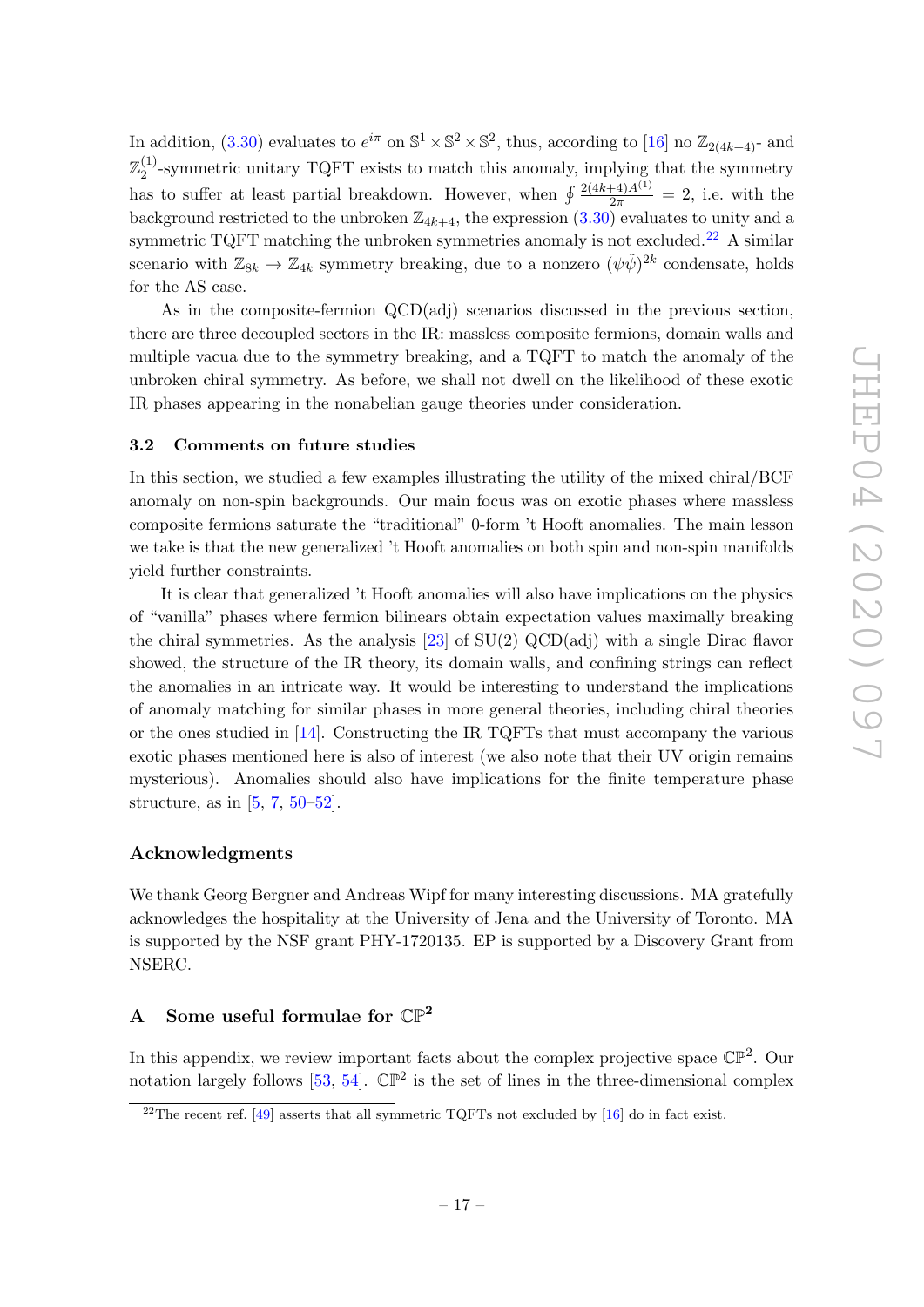In addition, (3.30) evaluates to $e^{i\pi}$ on $\mathbb{S}^1 \times \mathbb{S}^2 \times \mathbb{S}^2$, thus, according to [16] no $\mathbb{Z}_{2(4k+4)}$- and $\mathbb{Z}_2^{(1)}$-symmetric unitary TQFT exists to match this anomaly, implying that the symmetry has to suffer at least partial breakdown. However, when $\oint \frac{2(4k+4)A^{(1)}}{2\pi} = 2$, i.e. with the background restricted to the unbroken $\mathbb{Z}_{4k+4}$, the expression (3.30) evaluates to unity and a symmetric TQFT matching the unbroken symmetries anomaly is not excluded.[22] A similar scenario with $\mathbb{Z}_{8k} \to \mathbb{Z}_{4k}$ symmetry breaking, due to a nonzero $(\psi\tilde{\psi})^{2k}$ condensate, holds for the AS case.

As in the composite-fermion QCD(adj) scenarios discussed in the previous section, there are three decoupled sectors in the IR: massless composite fermions, domain walls and multiple vacua due to the symmetry breaking, and a TQFT to match the anomaly of the unbroken chiral symmetry. As before, we shall not dwell on the likelihood of these exotic IR phases appearing in the nonabelian gauge theories under consideration.

### 3.2 Comments on future studies

In this section, we studied a few examples illustrating the utility of the mixed chiral/BCF anomaly on non-spin backgrounds. Our main focus was on exotic phases where massless composite fermions saturate the "traditional" 0-form 't Hooft anomalies. The main lesson we take is that the new generalized 't Hooft anomalies on both spin and non-spin manifolds yield further constraints.

It is clear that generalized 't Hooft anomalies will also have implications on the physics of "vanilla" phases where fermion bilinears obtain expectation values maximally breaking the chiral symmetries. As the analysis [23] of SU(2) QCD(adj) with a single Dirac flavor showed, the structure of the IR theory, its domain walls, and confining strings can reflect the anomalies in an intricate way. It would be interesting to understand the implications of anomaly matching for similar phases in more general theories, including chiral theories or the ones studied in [14]. Constructing the IR TQFTs that must accompany the various exotic phases mentioned here is also of interest (we also note that their UV origin remains mysterious). Anomalies should also have implications for the finite temperature phase structure, as in [5, 7, 50–52].

## Acknowledgments

We thank Georg Bergner and Andreas Wipf for many interesting discussions. MA gratefully acknowledges the hospitality at the University of Jena and the University of Toronto. MA is supported by the NSF grant PHY-1720135. EP is supported by a Discovery Grant from NSERC.

## A Some useful formulae for $\mathbb{CP}^2$

In this appendix, we review important facts about the complex projective space $\mathbb{CP}^2$. Our notation largely follows [53, 54]. $\mathbb{CP}^2$ is the set of lines in the three-dimensional complex

[22] The recent ref. [49] asserts that all symmetric TQFTs not excluded by [16] do in fact exist.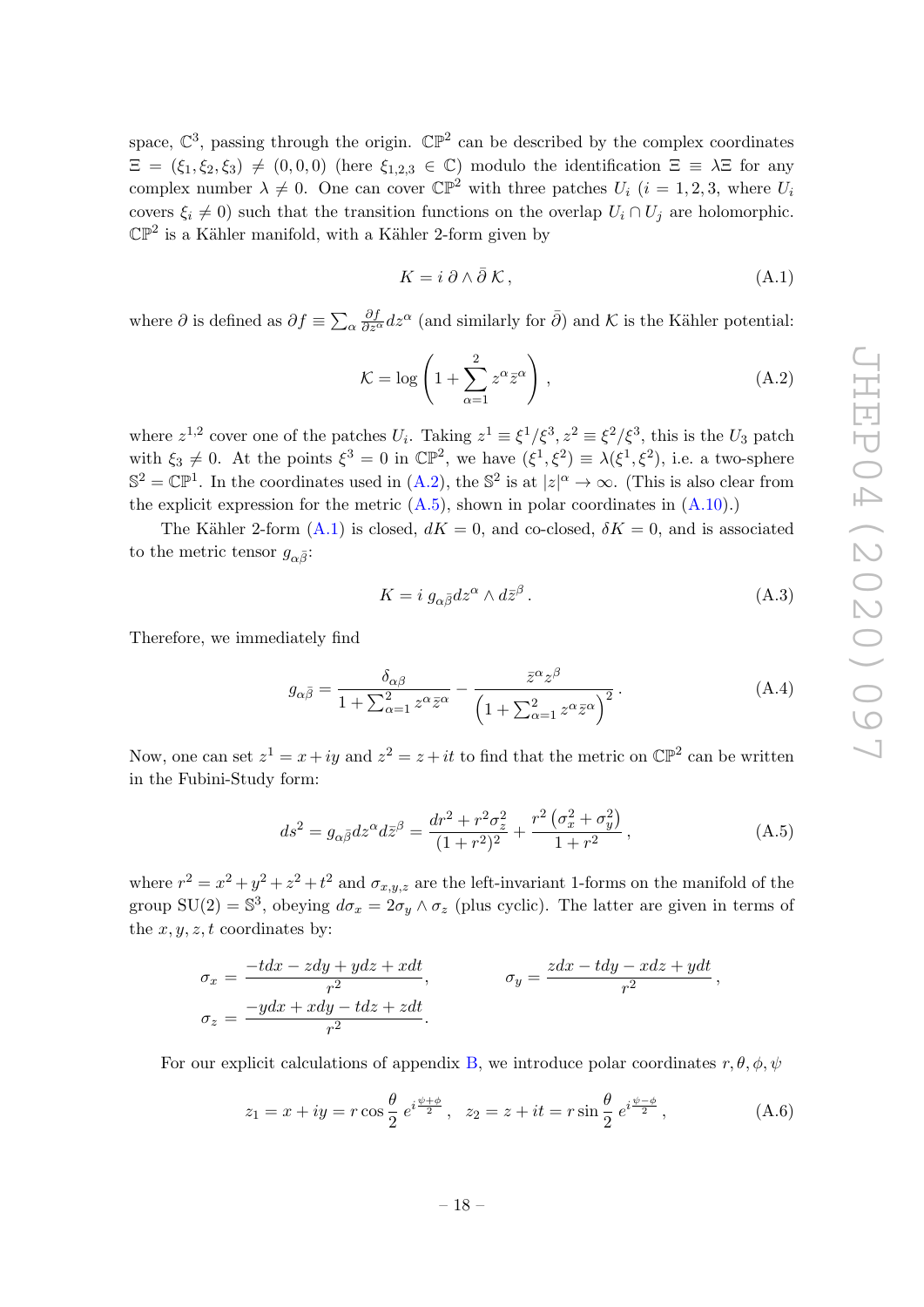space, $\mathbb{C}^3$, passing through the origin. $\mathbb{CP}^2$ can be described by the complex coordinates $\Xi = (\xi_1, \xi_2, \xi_3) \neq (0,0,0)$ (here $\xi_{1,2,3} \in \mathbb{C}$) modulo the identification $\Xi \equiv \lambda \Xi$ for any complex number $\lambda \neq 0$. One can cover $\mathbb{CP}^2$ with three patches $U_i$ ($i = 1,2,3$, where $U_i$ covers $\xi_i \neq 0$) such that the transition functions on the overlap $U_i \cap U_j$ are holomorphic. $\mathbb{CP}^2$ is a Kähler manifold, with a Kähler 2-form given by

$$K = i\, \partial \wedge \bar{\partial}\, \mathcal{K}\,, \tag{A.1}$$

where $\partial$ is defined as $\partial f \equiv \sum_\alpha \frac{\partial f}{\partial z^\alpha} dz^\alpha$ (and similarly for $\bar{\partial}$) and $\mathcal{K}$ is the Kähler potential:

$$\mathcal{K} = \log\left(1 + \sum_{\alpha=1}^{2} z^\alpha \bar{z}^\alpha\right)\,, \tag{A.2}$$

where $z^{1,2}$ cover one of the patches $U_i$. Taking $z^1 \equiv \xi^1/\xi^3, z^2 \equiv \xi^2/\xi^3$, this is the $U_3$ patch with $\xi_3 \neq 0$. At the points $\xi^3 = 0$ in $\mathbb{CP}^2$, we have $(\xi^1, \xi^2) \equiv \lambda(\xi^1, \xi^2)$, i.e. a two-sphere $\mathbb{S}^2 = \mathbb{CP}^1$. In the coordinates used in (A.2), the $\mathbb{S}^2$ is at $|z|^\alpha \to \infty$. (This is also clear from the explicit expression for the metric (A.5), shown in polar coordinates in (A.10).)

The Kähler 2-form (A.1) is closed, $dK = 0$, and co-closed, $\delta K = 0$, and is associated to the metric tensor $g_{\alpha\bar{\beta}}$:

$$K = i\, g_{\alpha\bar{\beta}} dz^\alpha \wedge d\bar{z}^\beta\,. \tag{A.3}$$

Therefore, we immediately find

$$g_{\alpha\bar{\beta}} = \frac{\delta_{\alpha\beta}}{1 + \sum_{\alpha=1}^{2} z^\alpha \bar{z}^\alpha} - \frac{\bar{z}^\alpha z^\beta}{\left(1 + \sum_{\alpha=1}^{2} z^\alpha \bar{z}^\alpha\right)^2}\,. \tag{A.4}$$

Now, one can set $z^1 = x + iy$ and $z^2 = z + it$ to find that the metric on $\mathbb{CP}^2$ can be written in the Fubini-Study form:

$$ds^2 = g_{\alpha\bar{\beta}} dz^\alpha d\bar{z}^\beta = \frac{dr^2 + r^2 \sigma_z^2}{(1+r^2)^2} + \frac{r^2\left(\sigma_x^2 + \sigma_y^2\right)}{1+r^2}\,, \tag{A.5}$$

where $r^2 = x^2 + y^2 + z^2 + t^2$ and $\sigma_{x,y,z}$ are the left-invariant 1-forms on the manifold of the group $\mathrm{SU}(2) = \mathbb{S}^3$, obeying $d\sigma_x = 2\sigma_y \wedge \sigma_z$ (plus cyclic). The latter are given in terms of the $x, y, z, t$ coordinates by:

$$\sigma_x = \frac{-tdx - zdy + ydz + xdt}{r^2}, \qquad \sigma_y = \frac{zdx - tdy - xdz + ydt}{r^2}\,,$$
$$\sigma_z = \frac{-ydx + xdy - tdz + zdt}{r^2}.$$

For our explicit calculations of appendix B, we introduce polar coordinates $r, \theta, \phi, \psi$

$$z_1 = x + iy = r\cos\frac{\theta}{2}\, e^{i\frac{\psi+\phi}{2}}\,, \quad z_2 = z + it = r\sin\frac{\theta}{2}\, e^{i\frac{\psi-\phi}{2}}\,, \tag{A.6}$$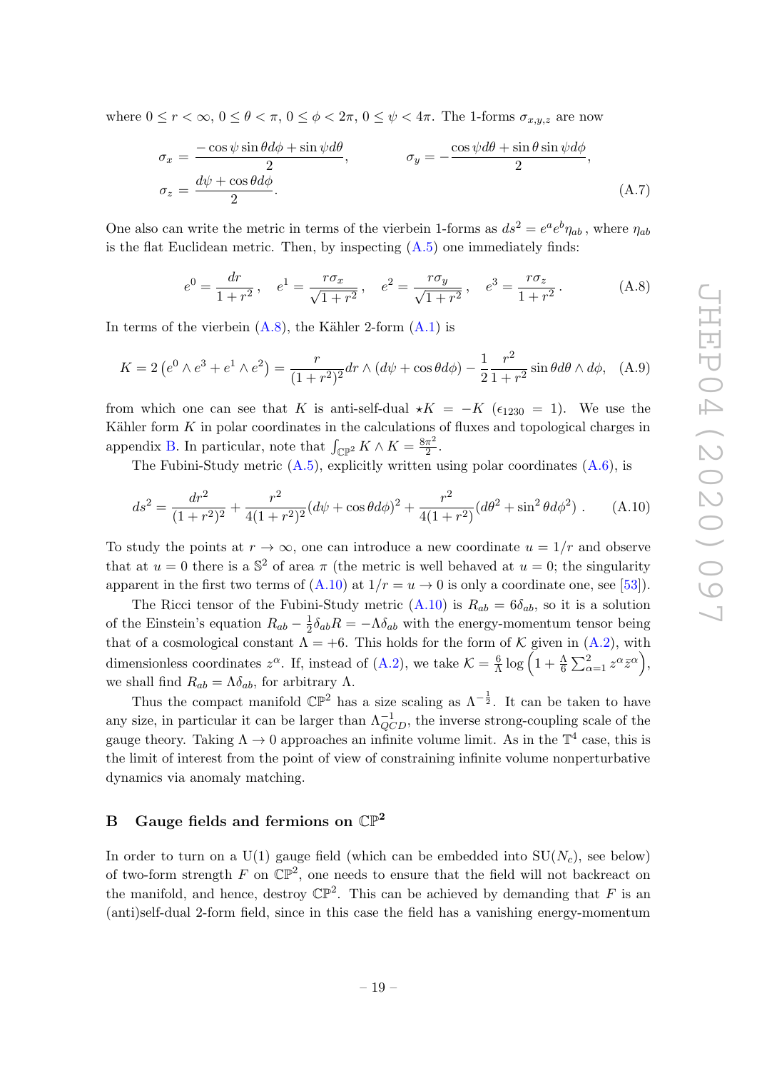where $0 \leq r < \infty$, $0 \leq \theta < \pi$, $0 \leq \phi < 2\pi$, $0 \leq \psi < 4\pi$. The 1-forms $\sigma_{x,y,z}$ are now

$$
\begin{aligned}
\sigma_x &= \frac{-\cos\psi \sin\theta d\phi + \sin\psi d\theta}{2}, \qquad\qquad \sigma_y = -\frac{\cos\psi d\theta + \sin\theta \sin\psi d\phi}{2}, \\
\sigma_z &= \frac{d\psi + \cos\theta d\phi}{2}.
\end{aligned}
\tag{A.7}
$$

One also can write the metric in terms of the vierbein 1-forms as $ds^2 = e^a e^b \eta_{ab}$, where $\eta_{ab}$ is the flat Euclidean metric. Then, by inspecting (A.5) one immediately finds:

$$
e^0 = \frac{dr}{1+r^2}\,, \quad e^1 = \frac{r\sigma_x}{\sqrt{1+r^2}}\,, \quad e^2 = \frac{r\sigma_y}{\sqrt{1+r^2}}\,, \quad e^3 = \frac{r\sigma_z}{1+r^2}\,. \tag{A.8}
$$

In terms of the vierbein (A.8), the Kähler 2-form (A.1) is

$$
K = 2\left(e^0 \wedge e^3 + e^1 \wedge e^2\right) = \frac{r}{(1+r^2)^2} dr \wedge (d\psi + \cos\theta d\phi) - \frac{1}{2}\frac{r^2}{1+r^2}\sin\theta d\theta \wedge d\phi, \tag{A.9}
$$

from which one can see that $K$ is anti-self-dual $\star K = -K$ ($\epsilon_{1230} = 1$). We use the Kähler form $K$ in polar coordinates in the calculations of fluxes and topological charges in appendix B. In particular, note that $\int_{\mathbb{CP}^2} K \wedge K = \frac{8\pi^2}{2}$.

The Fubini-Study metric (A.5), explicitly written using polar coordinates (A.6), is

$$
ds^2 = \frac{dr^2}{(1+r^2)^2} + \frac{r^2}{4(1+r^2)^2}(d\psi + \cos\theta d\phi)^2 + \frac{r^2}{4(1+r^2)}(d\theta^2 + \sin^2\theta d\phi^2)\,. \tag{A.10}
$$

To study the points at $r \to \infty$, one can introduce a new coordinate $u = 1/r$ and observe that at $u = 0$ there is a $\mathbb{S}^2$ of area $\pi$ (the metric is well behaved at $u = 0$; the singularity apparent in the first two terms of (A.10) at $1/r = u \to 0$ is only a coordinate one, see [53]).

The Ricci tensor of the Fubini-Study metric (A.10) is $R_{ab} = 6\delta_{ab}$, so it is a solution of the Einstein's equation $R_{ab} - \frac{1}{2}\delta_{ab}R = -\Lambda\delta_{ab}$ with the energy-momentum tensor being that of a cosmological constant $\Lambda = +6$. This holds for the form of $\mathcal{K}$ given in (A.2), with dimensionless coordinates $z^\alpha$. If, instead of (A.2), we take $\mathcal{K} = \frac{6}{\Lambda}\log\left(1 + \frac{\Lambda}{6}\sum_{\alpha=1}^{2} z^\alpha \bar{z}^\alpha\right)$, we shall find $R_{ab} = \Lambda\delta_{ab}$, for arbitrary $\Lambda$.

Thus the compact manifold $\mathbb{CP}^2$ has a size scaling as $\Lambda^{-\frac{1}{2}}$. It can be taken to have any size, in particular it can be larger than $\Lambda_{QCD}^{-1}$, the inverse strong-coupling scale of the gauge theory. Taking $\Lambda \to 0$ approaches an infinite volume limit. As in the $\mathbb{T}^4$ case, this is the limit of interest from the point of view of constraining infinite volume nonperturbative dynamics via anomaly matching.

## B Gauge fields and fermions on $\mathbb{CP}^2$

In order to turn on a U(1) gauge field (which can be embedded into SU($N_c$), see below) of two-form strength $F$ on $\mathbb{CP}^2$, one needs to ensure that the field will not backreact on the manifold, and hence, destroy $\mathbb{CP}^2$. This can be achieved by demanding that $F$ is an (anti)self-dual 2-form field, since in this case the field has a vanishing energy-momentum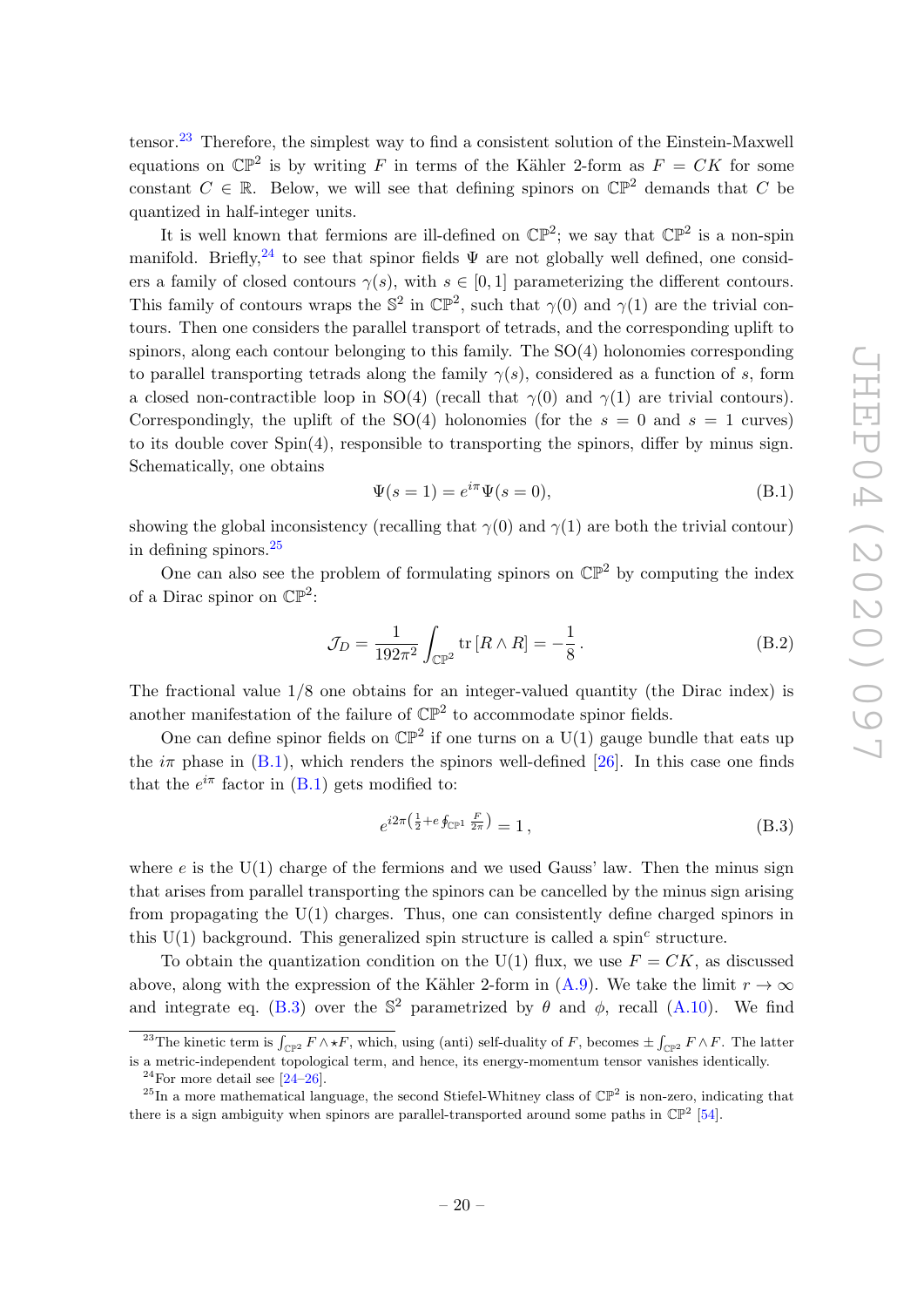tensor.[23] Therefore, the simplest way to find a consistent solution of the Einstein-Maxwell equations on $\mathbb{CP}^2$ is by writing $F$ in terms of the Kähler 2-form as $F = CK$ for some constant $C \in \mathbb{R}$. Below, we will see that defining spinors on $\mathbb{CP}^2$ demands that $C$ be quantized in half-integer units.

It is well known that fermions are ill-defined on $\mathbb{CP}^2$; we say that $\mathbb{CP}^2$ is a non-spin manifold. Briefly,[24] to see that spinor fields $\Psi$ are not globally well defined, one considers a family of closed contours $\gamma(s)$, with $s \in [0, 1]$ parameterizing the different contours. This family of contours wraps the $\mathbb{S}^2$ in $\mathbb{CP}^2$, such that $\gamma(0)$ and $\gamma(1)$ are the trivial contours. Then one considers the parallel transport of tetrads, and the corresponding uplift to spinors, along each contour belonging to this family. The SO(4) holonomies corresponding to parallel transporting tetrads along the family $\gamma(s)$, considered as a function of $s$, form a closed non-contractible loop in SO(4) (recall that $\gamma(0)$ and $\gamma(1)$ are trivial contours). Correspondingly, the uplift of the SO(4) holonomies (for the $s = 0$ and $s = 1$ curves) to its double cover Spin(4), responsible to transporting the spinors, differ by minus sign. Schematically, one obtains

$$\Psi(s = 1) = e^{i\pi}\Psi(s = 0), \tag{B.1}$$

showing the global inconsistency (recalling that $\gamma(0)$ and $\gamma(1)$ are both the trivial contour) in defining spinors.[25]

One can also see the problem of formulating spinors on $\mathbb{CP}^2$ by computing the index of a Dirac spinor on $\mathbb{CP}^2$:

$$\mathcal{J}_D = \frac{1}{192\pi^2}\int_{\mathbb{CP}^2} \mathrm{tr}\left[R \wedge R\right] = -\frac{1}{8}\,. \tag{B.2}$$

The fractional value 1/8 one obtains for an integer-valued quantity (the Dirac index) is another manifestation of the failure of $\mathbb{CP}^2$ to accommodate spinor fields.

One can define spinor fields on $\mathbb{CP}^2$ if one turns on a U(1) gauge bundle that eats up the $i\pi$ phase in (B.1), which renders the spinors well-defined [26]. In this case one finds that the $e^{i\pi}$ factor in (B.1) gets modified to:

$$e^{i2\pi\left(\frac{1}{2} + e\oint_{\mathbb{CP}^1}\frac{F}{2\pi}\right)} = 1\,, \tag{B.3}$$

where $e$ is the U(1) charge of the fermions and we used Gauss' law. Then the minus sign that arises from parallel transporting the spinors can be cancelled by the minus sign arising from propagating the U(1) charges. Thus, one can consistently define charged spinors in this U(1) background. This generalized spin structure is called a spin$^c$ structure.

To obtain the quantization condition on the U(1) flux, we use $F = CK$, as discussed above, along with the expression of the Kähler 2-form in (A.9). We take the limit $r \to \infty$ and integrate eq. (B.3) over the $\mathbb{S}^2$ parametrized by $\theta$ and $\phi$, recall (A.10). We find

---

[23] The kinetic term is $\int_{\mathbb{CP}^2} F \wedge \star F$, which, using (anti) self-duality of $F$, becomes $\pm\int_{\mathbb{CP}^2} F \wedge F$. The latter is a metric-independent topological term, and hence, its energy-momentum tensor vanishes identically.

[24] For more detail see [24–26].

[25] In a more mathematical language, the second Stiefel-Whitney class of $\mathbb{CP}^2$ is non-zero, indicating that there is a sign ambiguity when spinors are parallel-transported around some paths in $\mathbb{CP}^2$ [54].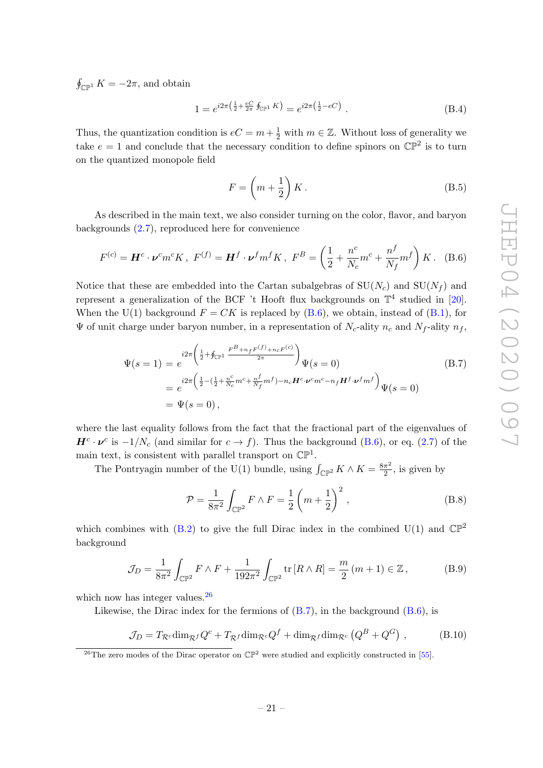$\oint_{\mathbb{CP}^1} K = -2\pi$, and obtain

$$1 = e^{i2\pi\left(\frac{1}{2}+\frac{eC}{2\pi}\oint_{\mathbb{CP}^1} K\right)} = e^{i2\pi\left(\frac{1}{2}-eC\right)} \,. \tag{B.4}$$

Thus, the quantization condition is $eC = m + \frac{1}{2}$ with $m \in \mathbb{Z}$. Without loss of generality we take $e = 1$ and conclude that the necessary condition to define spinors on $\mathbb{CP}^2$ is to turn on the quantized monopole field

$$F = \left(m + \frac{1}{2}\right) K \,. \tag{B.5}$$

As described in the main text, we also consider turning on the color, flavor, and baryon backgrounds (2.7), reproduced here for convenience

$$F^{(c)} = \boldsymbol{H}^c \cdot \boldsymbol{\nu}^c m^c K \,,\; F^{(f)} = \boldsymbol{H}^f \cdot \boldsymbol{\nu}^f m^f K \,,\; F^B = \left(\frac{1}{2} + \frac{n^c}{N_c} m^c + \frac{n^f}{N_f} m^f\right) K \,. \tag{B.6}$$

Notice that these are embedded into the Cartan subalgebras of SU($N_c$) and SU($N_f$) and represent a generalization of the BCF 't Hooft flux backgrounds on $\mathbb{T}^4$ studied in [20]. When the U(1) background $F = CK$ is replaced by (B.6), we obtain, instead of (B.1), for $\Psi$ of unit charge under baryon number, in a representation of $N_c$-ality $n_c$ and $N_f$-ality $n_f$,

$$\begin{aligned}
\Psi(s=1) &= e^{i2\pi\left(\frac{1}{2}+\oint_{\mathbb{CP}^1} \frac{F^B + n_f F^{(f)} + n_c F^{(c)}}{2\pi}\right)} \Psi(s=0) \\
&= e^{i2\pi\left(\frac{1}{2}-(\frac{1}{2}+\frac{n^c}{N_c}m^c+\frac{n^f}{N_f}m^f)-n_c \boldsymbol{H}^c\cdot\boldsymbol{\nu}^c m^c - n_f \boldsymbol{H}^f\cdot\boldsymbol{\nu}^f m^f\right)} \Psi(s=0) \\
&= \Psi(s=0) \,,
\end{aligned} \tag{B.7}$$

where the last equality follows from the fact that the fractional part of the eigenvalues of $\boldsymbol{H}^c \cdot \boldsymbol{\nu}^c$ is $-1/N_c$ (and similar for $c \to f$). Thus the background (B.6), or eq. (2.7) of the main text, is consistent with parallel transport on $\mathbb{CP}^1$.

The Pontryagin number of the U(1) bundle, using $\int_{\mathbb{CP}^2} K \wedge K = \frac{8\pi^2}{2}$, is given by

$$\mathcal{P} = \frac{1}{8\pi^2}\int_{\mathbb{CP}^2} F \wedge F = \frac{1}{2}\left(m + \frac{1}{2}\right)^2 \,, \tag{B.8}$$

which combines with (B.2) to give the full Dirac index in the combined U(1) and $\mathbb{CP}^2$ background

$$\mathcal{J}_D = \frac{1}{8\pi^2}\int_{\mathbb{CP}^2} F \wedge F + \frac{1}{192\pi^2}\int_{\mathbb{CP}^2} \mathrm{tr}\left[R \wedge R\right] = \frac{m}{2}(m+1) \in \mathbb{Z} \,, \tag{B.9}$$

which now has integer values.[26]

Likewise, the Dirac index for the fermions of (B.7), in the background (B.6), is

$$\mathcal{J}_D = T_{\mathcal{R}^c}\mathrm{dim}_{\mathcal{R}^f} Q^c + T_{\mathcal{R}^f}\mathrm{dim}_{\mathcal{R}^c} Q^f + \mathrm{dim}_{\mathcal{R}^f}\mathrm{dim}_{\mathcal{R}^c}\left(Q^B + Q^G\right) \,, \tag{B.10}$$

[26] The zero modes of the Dirac operator on $\mathbb{CP}^2$ were studied and explicitly constructed in [55].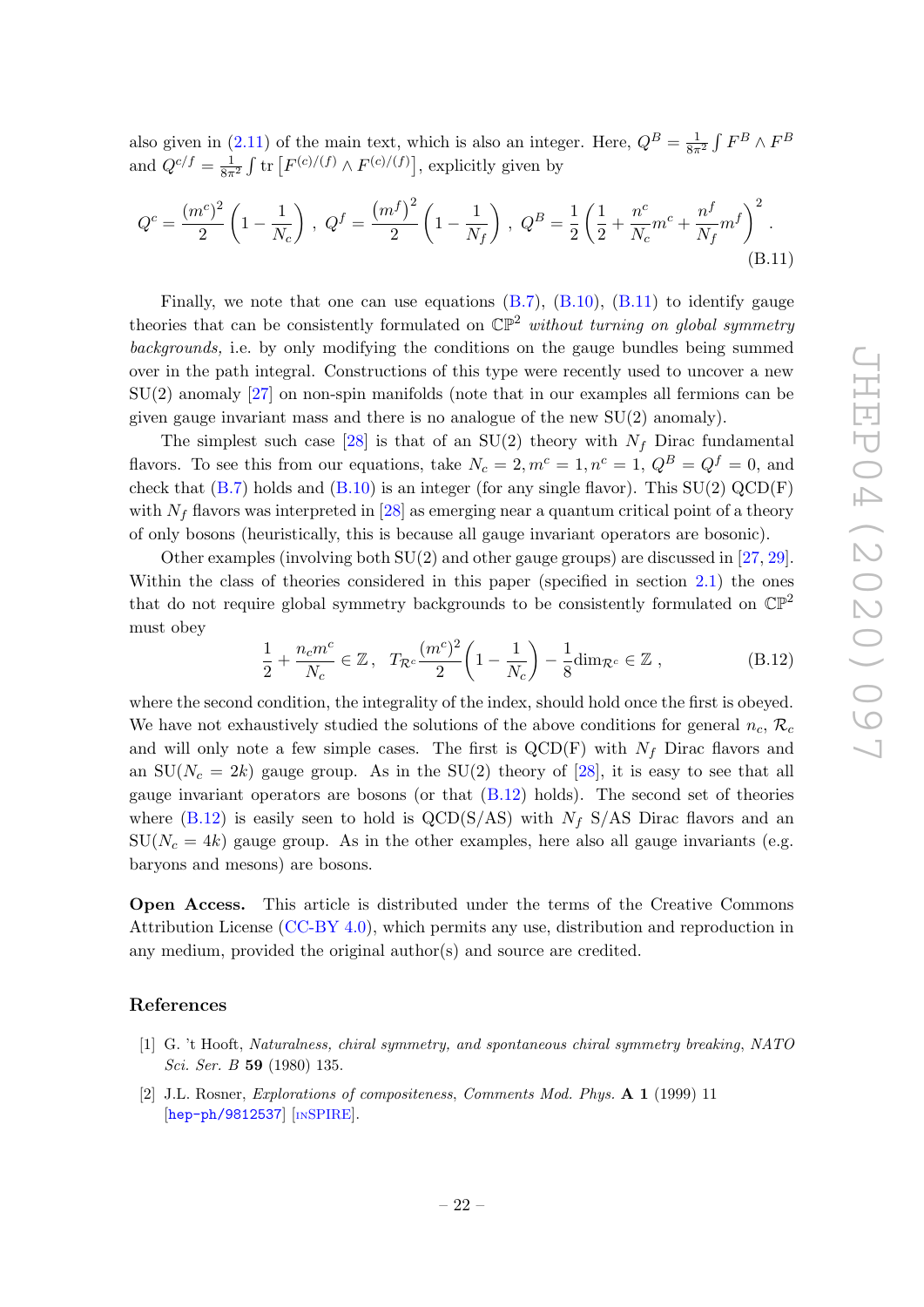also given in (2.11) of the main text, which is also an integer. Here, $Q^B = \frac{1}{8\pi^2}\int F^B \wedge F^B$ and $Q^{c/f} = \frac{1}{8\pi^2}\int \text{tr}\left[F^{(c)/(f)} \wedge F^{(c)/(f)}\right]$, explicitly given by

$$Q^c = \frac{(m^c)^2}{2}\left(1 - \frac{1}{N_c}\right), \; Q^f = \frac{\left(m^f\right)^2}{2}\left(1 - \frac{1}{N_f}\right), \; Q^B = \frac{1}{2}\left(\frac{1}{2} + \frac{n^c}{N_c}m^c + \frac{n^f}{N_f}m^f\right)^2 . \tag{B.11}$$

Finally, we note that one can use equations (B.7), (B.10), (B.11) to identify gauge theories that can be consistently formulated on $\mathbb{CP}^2$ *without turning on global symmetry backgrounds,* i.e. by only modifying the conditions on the gauge bundles being summed over in the path integral. Constructions of this type were recently used to uncover a new SU(2) anomaly [27] on non-spin manifolds (note that in our examples all fermions can be given gauge invariant mass and there is no analogue of the new SU(2) anomaly).

The simplest such case [28] is that of an SU(2) theory with $N_f$ Dirac fundamental flavors. To see this from our equations, take $N_c = 2, m^c = 1, n^c = 1$, $Q^B = Q^f = 0$, and check that (B.7) holds and (B.10) is an integer (for any single flavor). This SU(2) QCD(F) with $N_f$ flavors was interpreted in [28] as emerging near a quantum critical point of a theory of only bosons (heuristically, this is because all gauge invariant operators are bosonic).

Other examples (involving both SU(2) and other gauge groups) are discussed in [27, 29]. Within the class of theories considered in this paper (specified in section 2.1) the ones that do not require global symmetry backgrounds to be consistently formulated on $\mathbb{CP}^2$ must obey

$$\frac{1}{2} + \frac{n_c m^c}{N_c} \in \mathbb{Z}, \; T_{\mathcal{R}^c}\frac{(m^c)^2}{2}\left(1 - \frac{1}{N_c}\right) - \frac{1}{8}\text{dim}_{\mathcal{R}^c} \in \mathbb{Z} , \tag{B.12}$$

where the second condition, the integrality of the index, should hold once the first is obeyed. We have not exhaustively studied the solutions of the above conditions for general $n_c$, $\mathcal{R}_c$ and will only note a few simple cases. The first is QCD(F) with $N_f$ Dirac flavors and an SU($N_c = 2k$) gauge group. As in the SU(2) theory of [28], it is easy to see that all gauge invariant operators are bosons (or that (B.12) holds). The second set of theories where (B.12) is easily seen to hold is QCD(S/AS) with $N_f$ S/AS Dirac flavors and an SU($N_c = 4k$) gauge group. As in the other examples, here also all gauge invariants (e.g. baryons and mesons) are bosons.

**Open Access.** This article is distributed under the terms of the Creative Commons Attribution License (CC-BY 4.0), which permits any use, distribution and reproduction in any medium, provided the original author(s) and source are credited.

## References

[1] G. 't Hooft, *Naturalness, chiral symmetry, and spontaneous chiral symmetry breaking*, *NATO Sci. Ser. B* **59** (1980) 135.

[2] J.L. Rosner, *Explorations of compositeness*, *Comments Mod. Phys.* **A 1** (1999) 11 [hep-ph/9812537] [INSPIRE].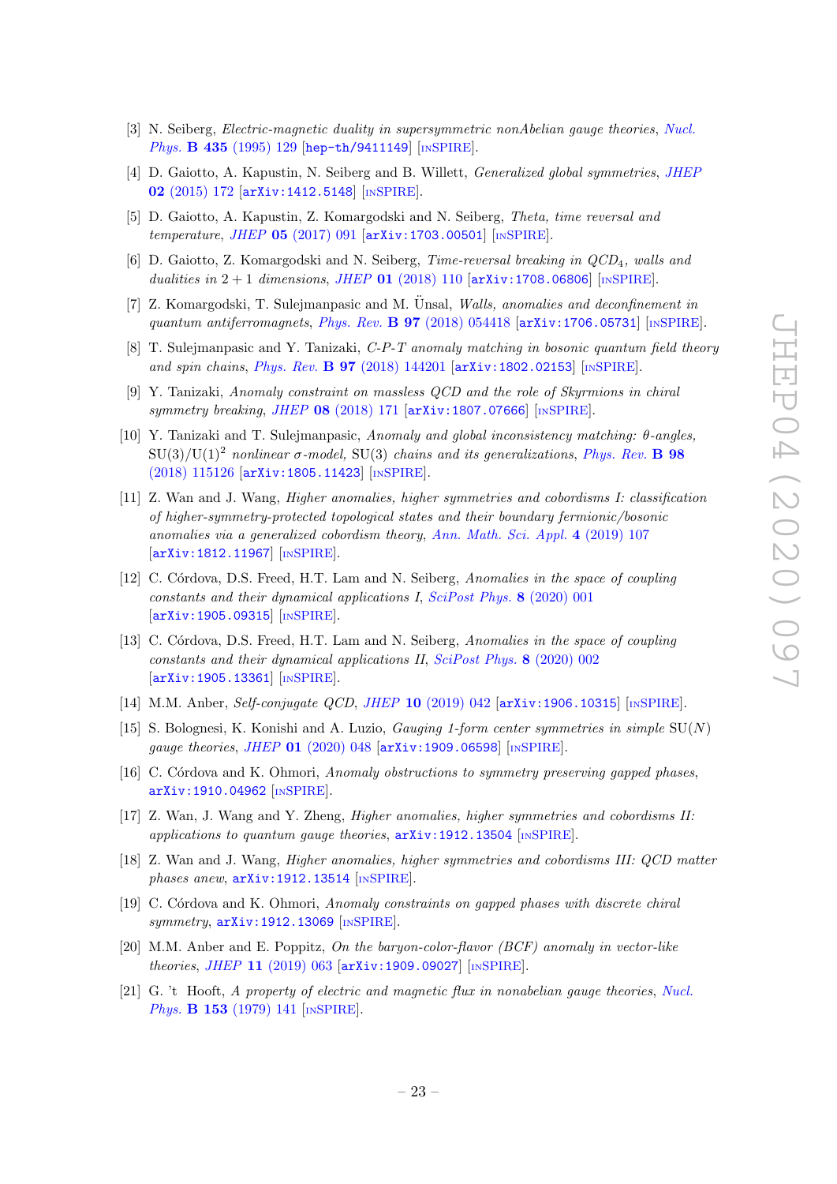[3] N. Seiberg, *Electric-magnetic duality in supersymmetric nonAbelian gauge theories*, Nucl. Phys. **B 435** (1995) 129 [hep-th/9411149] [INSPIRE].

[4] D. Gaiotto, A. Kapustin, N. Seiberg and B. Willett, *Generalized global symmetries*, JHEP **02** (2015) 172 [arXiv:1412.5148] [INSPIRE].

[5] D. Gaiotto, A. Kapustin, Z. Komargodski and N. Seiberg, *Theta, time reversal and temperature*, JHEP **05** (2017) 091 [arXiv:1703.00501] [INSPIRE].

[6] D. Gaiotto, Z. Komargodski and N. Seiberg, *Time-reversal breaking in $QCD_4$, walls and dualities in 2 + 1 dimensions*, JHEP **01** (2018) 110 [arXiv:1708.06806] [INSPIRE].

[7] Z. Komargodski, T. Sulejmanpasic and M. Ünsal, *Walls, anomalies and deconfinement in quantum antiferromagnets*, Phys. Rev. **B 97** (2018) 054418 [arXiv:1706.05731] [INSPIRE].

[8] T. Sulejmanpasic and Y. Tanizaki, *C-P-T anomaly matching in bosonic quantum field theory and spin chains*, Phys. Rev. **B 97** (2018) 144201 [arXiv:1802.02153] [INSPIRE].

[9] Y. Tanizaki, *Anomaly constraint on massless QCD and the role of Skyrmions in chiral symmetry breaking*, JHEP **08** (2018) 171 [arXiv:1807.07666] [INSPIRE].

[10] Y. Tanizaki and T. Sulejmanpasic, *Anomaly and global inconsistency matching: θ-angles, $SU(3)/U(1)^2$ nonlinear σ-model, SU(3) chains and its generalizations*, Phys. Rev. **B 98** (2018) 115126 [arXiv:1805.11423] [INSPIRE].

[11] Z. Wan and J. Wang, *Higher anomalies, higher symmetries and cobordisms I: classification of higher-symmetry-protected topological states and their boundary fermionic/bosonic anomalies via a generalized cobordism theory*, Ann. Math. Sci. Appl. **4** (2019) 107 [arXiv:1812.11967] [INSPIRE].

[12] C. Córdova, D.S. Freed, H.T. Lam and N. Seiberg, *Anomalies in the space of coupling constants and their dynamical applications I*, SciPost Phys. **8** (2020) 001 [arXiv:1905.09315] [INSPIRE].

[13] C. Córdova, D.S. Freed, H.T. Lam and N. Seiberg, *Anomalies in the space of coupling constants and their dynamical applications II*, SciPost Phys. **8** (2020) 002 [arXiv:1905.13361] [INSPIRE].

[14] M.M. Anber, *Self-conjugate QCD*, JHEP **10** (2019) 042 [arXiv:1906.10315] [INSPIRE].

[15] S. Bolognesi, K. Konishi and A. Luzio, *Gauging 1-form center symmetries in simple SU(N) gauge theories*, JHEP **01** (2020) 048 [arXiv:1909.06598] [INSPIRE].

[16] C. Córdova and K. Ohmori, *Anomaly obstructions to symmetry preserving gapped phases*, arXiv:1910.04962 [INSPIRE].

[17] Z. Wan, J. Wang and Y. Zheng, *Higher anomalies, higher symmetries and cobordisms II: applications to quantum gauge theories*, arXiv:1912.13504 [INSPIRE].

[18] Z. Wan and J. Wang, *Higher anomalies, higher symmetries and cobordisms III: QCD matter phases anew*, arXiv:1912.13514 [INSPIRE].

[19] C. Córdova and K. Ohmori, *Anomaly constraints on gapped phases with discrete chiral symmetry*, arXiv:1912.13069 [INSPIRE].

[20] M.M. Anber and E. Poppitz, *On the baryon-color-flavor (BCF) anomaly in vector-like theories*, JHEP **11** (2019) 063 [arXiv:1909.09027] [INSPIRE].

[21] G. 't Hooft, *A property of electric and magnetic flux in nonabelian gauge theories*, Nucl. Phys. **B 153** (1979) 141 [INSPIRE].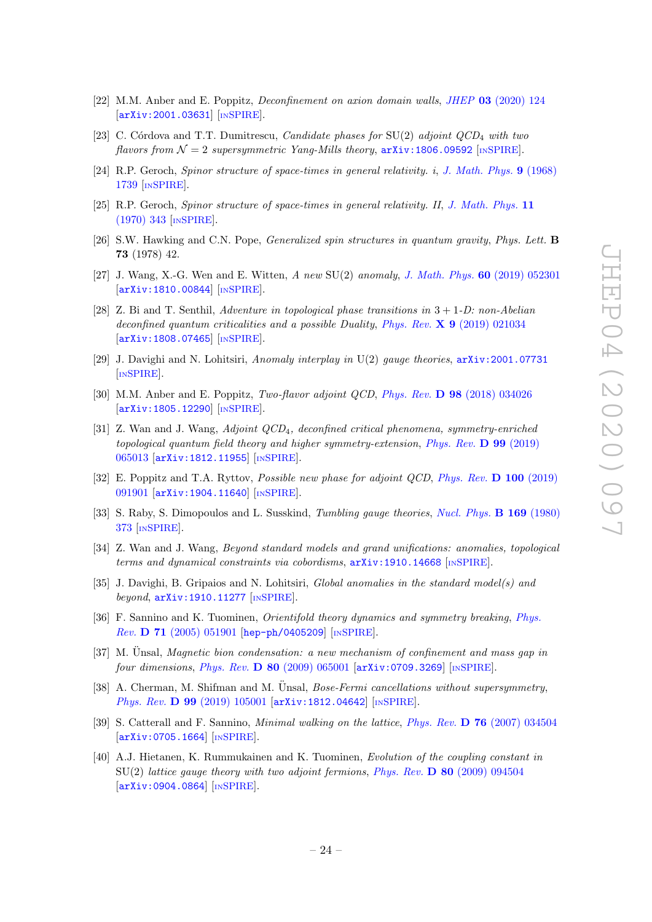[22] M.M. Anber and E. Poppitz, *Deconfinement on axion domain walls*, *JHEP* **03** (2020) 124 [arXiv:2001.03631] [INSPIRE].

[23] C. Córdova and T.T. Dumitrescu, *Candidate phases for* SU(2) *adjoint QCD*$_4$ *with two flavors from* $\mathcal{N} = 2$ *supersymmetric Yang-Mills theory*, arXiv:1806.09592 [INSPIRE].

[24] R.P. Geroch, *Spinor structure of space-times in general relativity. i*, *J. Math. Phys.* **9** (1968) 1739 [INSPIRE].

[25] R.P. Geroch, *Spinor structure of space-times in general relativity. II*, *J. Math. Phys.* **11** (1970) 343 [INSPIRE].

[26] S.W. Hawking and C.N. Pope, *Generalized spin structures in quantum gravity*, *Phys. Lett.* **B 73** (1978) 42.

[27] J. Wang, X.-G. Wen and E. Witten, *A new* SU(2) *anomaly*, *J. Math. Phys.* **60** (2019) 052301 [arXiv:1810.00844] [INSPIRE].

[28] Z. Bi and T. Senthil, *Adventure in topological phase transitions in* $3 + 1$*-D: non-Abelian deconfined quantum criticalities and a possible Duality*, *Phys. Rev.* **X 9** (2019) 021034 [arXiv:1808.07465] [INSPIRE].

[29] J. Davighi and N. Lohitsiri, *Anomaly interplay in* U(2) *gauge theories*, arXiv:2001.07731 [INSPIRE].

[30] M.M. Anber and E. Poppitz, *Two-flavor adjoint QCD*, *Phys. Rev.* **D 98** (2018) 034026 [arXiv:1805.12290] [INSPIRE].

[31] Z. Wan and J. Wang, *Adjoint QCD*$_4$*, deconfined critical phenomena, symmetry-enriched topological quantum field theory and higher symmetry-extension*, *Phys. Rev.* **D 99** (2019) 065013 [arXiv:1812.11955] [INSPIRE].

[32] E. Poppitz and T.A. Ryttov, *Possible new phase for adjoint QCD*, *Phys. Rev.* **D 100** (2019) 091901 [arXiv:1904.11640] [INSPIRE].

[33] S. Raby, S. Dimopoulos and L. Susskind, *Tumbling gauge theories*, *Nucl. Phys.* **B 169** (1980) 373 [INSPIRE].

[34] Z. Wan and J. Wang, *Beyond standard models and grand unifications: anomalies, topological terms and dynamical constraints via cobordisms*, arXiv:1910.14668 [INSPIRE].

[35] J. Davighi, B. Gripaios and N. Lohitsiri, *Global anomalies in the standard model(s) and beyond*, arXiv:1910.11277 [INSPIRE].

[36] F. Sannino and K. Tuominen, *Orientifold theory dynamics and symmetry breaking*, *Phys. Rev.* **D 71** (2005) 051901 [hep-ph/0405209] [INSPIRE].

[37] M. Ünsal, *Magnetic bion condensation: a new mechanism of confinement and mass gap in four dimensions*, *Phys. Rev.* **D 80** (2009) 065001 [arXiv:0709.3269] [INSPIRE].

[38] A. Cherman, M. Shifman and M. Ünsal, *Bose-Fermi cancellations without supersymmetry*, *Phys. Rev.* **D 99** (2019) 105001 [arXiv:1812.04642] [INSPIRE].

[39] S. Catterall and F. Sannino, *Minimal walking on the lattice*, *Phys. Rev.* **D 76** (2007) 034504 [arXiv:0705.1664] [INSPIRE].

[40] A.J. Hietanen, K. Rummukainen and K. Tuominen, *Evolution of the coupling constant in* SU(2) *lattice gauge theory with two adjoint fermions*, *Phys. Rev.* **D 80** (2009) 094504 [arXiv:0904.0864] [INSPIRE].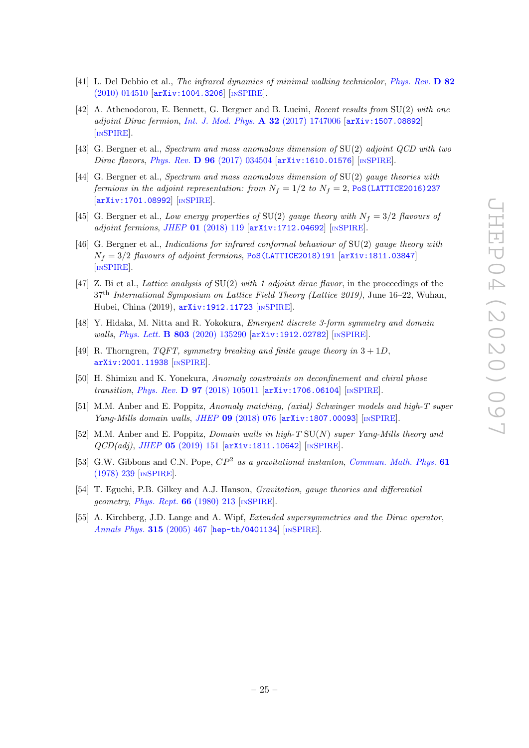- [41] L. Del Debbio et al., *The infrared dynamics of minimal walking technicolor*, *Phys. Rev.* **D 82** (2010) 014510 [arXiv:1004.3206] [INSPIRE].
- [42] A. Athenodorou, E. Bennett, G. Bergner and B. Lucini, *Recent results from* SU(2) *with one adjoint Dirac fermion*, *Int. J. Mod. Phys.* **A 32** (2017) 1747006 [arXiv:1507.08892] [INSPIRE].
- [43] G. Bergner et al., *Spectrum and mass anomalous dimension of* SU(2) *adjoint QCD with two Dirac flavors*, *Phys. Rev.* **D 96** (2017) 034504 [arXiv:1610.01576] [INSPIRE].
- [44] G. Bergner et al., *Spectrum and mass anomalous dimension of* SU(2) *gauge theories with fermions in the adjoint representation: from $N_f = 1/2$ to $N_f = 2$*, PoS(LATTICE2016)237 [arXiv:1701.08992] [INSPIRE].
- [45] G. Bergner et al., *Low energy properties of* SU(2) *gauge theory with $N_f = 3/2$ flavours of adjoint fermions*, *JHEP* **01** (2018) 119 [arXiv:1712.04692] [INSPIRE].
- [46] G. Bergner et al., *Indications for infrared conformal behaviour of* SU(2) *gauge theory with $N_f = 3/2$ flavours of adjoint fermions*, PoS(LATTICE2018)191 [arXiv:1811.03847] [INSPIRE].
- [47] Z. Bi et al., *Lattice analysis of* SU(2) *with 1 adjoint dirac flavor*, in the proceedings of the 37th *International Symposium on Lattice Field Theory (Lattice 2019)*, June 16–22, Wuhan, Hubei, China (2019), arXiv:1912.11723 [INSPIRE].
- [48] Y. Hidaka, M. Nitta and R. Yokokura, *Emergent discrete 3-form symmetry and domain walls*, *Phys. Lett.* **B 803** (2020) 135290 [arXiv:1912.02782] [INSPIRE].
- [49] R. Thorngren, *TQFT, symmetry breaking and finite gauge theory in $3 + 1D$*, arXiv:2001.11938 [INSPIRE].
- [50] H. Shimizu and K. Yonekura, *Anomaly constraints on deconfinement and chiral phase transition*, *Phys. Rev.* **D 97** (2018) 105011 [arXiv:1706.06104] [INSPIRE].
- [51] M.M. Anber and E. Poppitz, *Anomaly matching, (axial) Schwinger models and high-$T$ super Yang-Mills domain walls*, *JHEP* **09** (2018) 076 [arXiv:1807.00093] [INSPIRE].
- [52] M.M. Anber and E. Poppitz, *Domain walls in high-$T$* SU($N$) *super Yang-Mills theory and QCD(adj)*, *JHEP* **05** (2019) 151 [arXiv:1811.10642] [INSPIRE].
- [53] G.W. Gibbons and C.N. Pope, *$CP^2$ as a gravitational instanton*, *Commun. Math. Phys.* **61** (1978) 239 [INSPIRE].
- [54] T. Eguchi, P.B. Gilkey and A.J. Hanson, *Gravitation, gauge theories and differential geometry*, *Phys. Rept.* **66** (1980) 213 [INSPIRE].
- [55] A. Kirchberg, J.D. Lange and A. Wipf, *Extended supersymmetries and the Dirac operator*, *Annals Phys.* **315** (2005) 467 [hep-th/0401134] [INSPIRE].